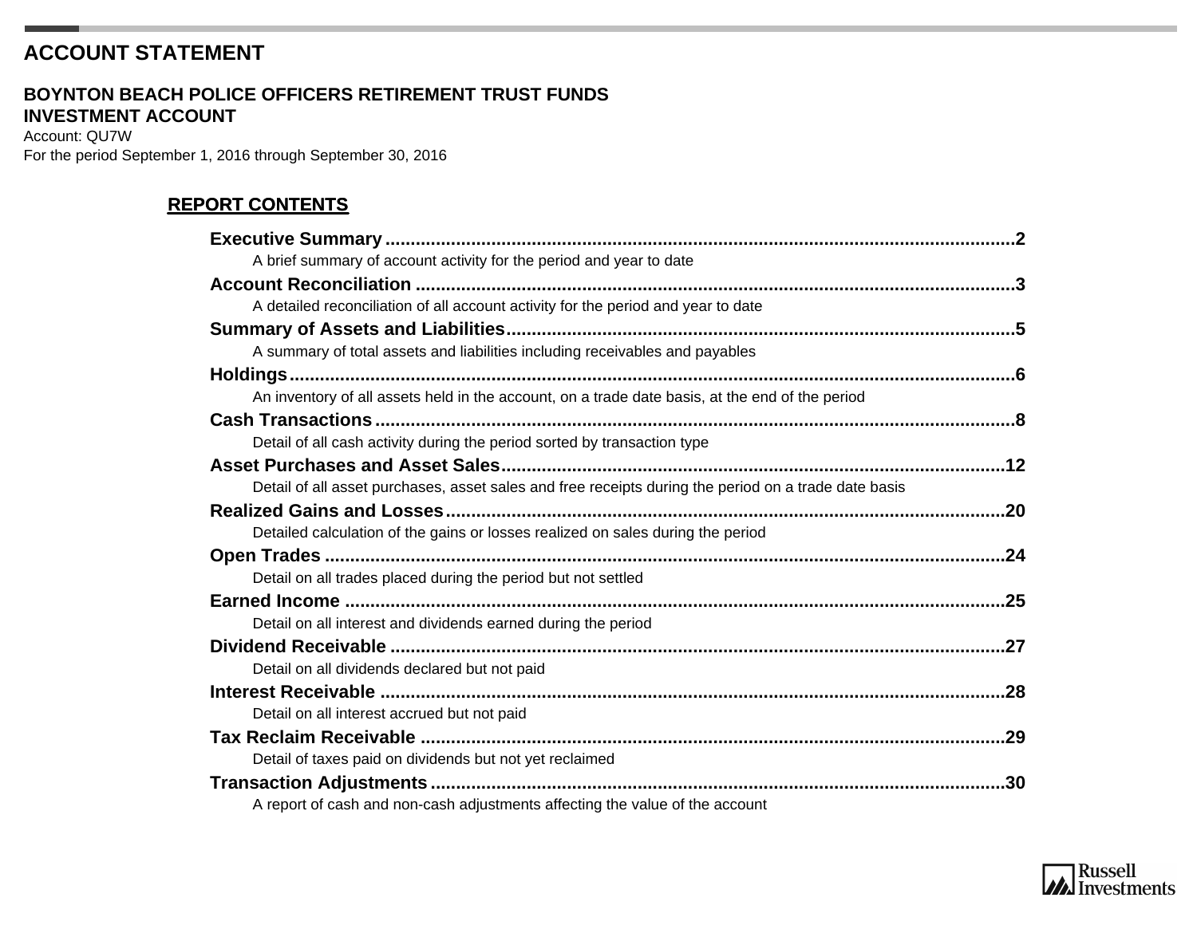# ACCOUNT STATEMENT

## BOYNTON BEACH POLICE OFFICERS RETIREMENT TRUST FUNDS
## INVESTMENT ACCOUNT

Account: QU7W
For the period September 1, 2016 through September 30, 2016

### REPORT CONTENTS

**Executive Summary** ........................................ 2
A brief summary of account activity for the period and year to date

**Account Reconciliation** ........................................ 3
A detailed reconciliation of all account activity for the period and year to date

**Summary of Assets and Liabilities** ........................................ 5
A summary of total assets and liabilities including receivables and payables

**Holdings** ........................................ 6
An inventory of all assets held in the account, on a trade date basis, at the end of the period

**Cash Transactions** ........................................ 8
Detail of all cash activity during the period sorted by transaction type

**Asset Purchases and Asset Sales** ........................................ 12
Detail of all asset purchases, asset sales and free receipts during the period on a trade date basis

**Realized Gains and Losses** ........................................ 20
Detailed calculation of the gains or losses realized on sales during the period

**Open Trades** ........................................ 24
Detail on all trades placed during the period but not settled

**Earned Income** ........................................ 25
Detail on all interest and dividends earned during the period

**Dividend Receivable** ........................................ 27
Detail on all dividends declared but not paid

**Interest Receivable** ........................................ 28
Detail on all interest accrued but not paid

**Tax Reclaim Receivable** ........................................ 29
Detail of taxes paid on dividends but not yet reclaimed

**Transaction Adjustments** ........................................ 30
A report of cash and non-cash adjustments affecting the value of the account

Russell Investments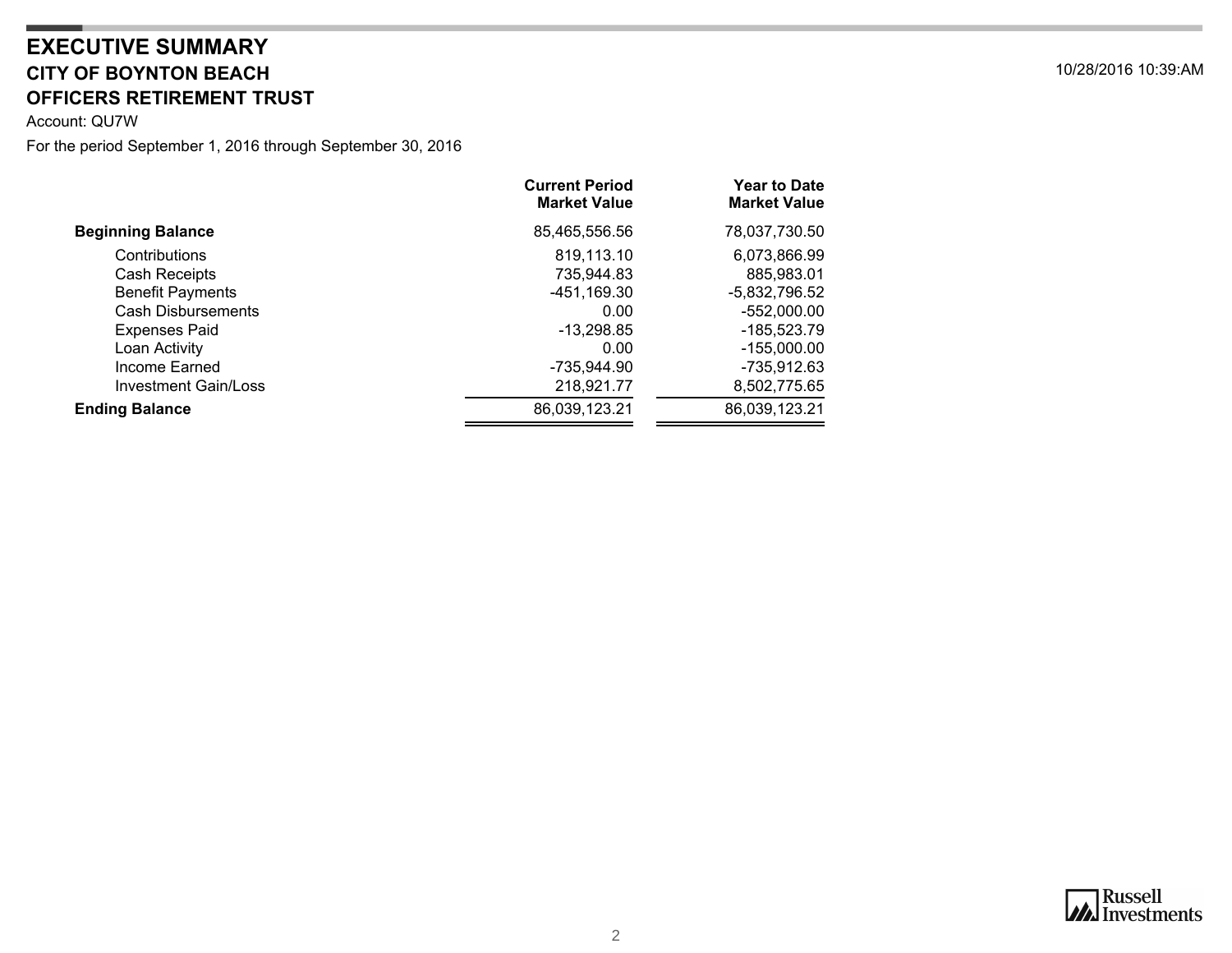# EXECUTIVE SUMMARY

## CITY OF BOYNTON BEACH

## OFFICERS RETIREMENT TRUST

10/28/2016 10:39:AM

Account: QU7W

For the period September 1, 2016 through September 30, 2016

| | Current Period Market Value | Year to Date Market Value |
|---|---|---|
| **Beginning Balance** | 85,465,556.56 | 78,037,730.50 |
| Contributions | 819,113.10 | 6,073,866.99 |
| Cash Receipts | 735,944.83 | 885,983.01 |
| Benefit Payments | -451,169.30 | -5,832,796.52 |
| Cash Disbursements | 0.00 | -552,000.00 |
| Expenses Paid | -13,298.85 | -185,523.79 |
| Loan Activity | 0.00 | -155,000.00 |
| Income Earned | -735,944.90 | -735,912.63 |
| Investment Gain/Loss | 218,921.77 | 8,502,775.65 |
| **Ending Balance** | 86,039,123.21 | 86,039,123.21 |

Russell Investments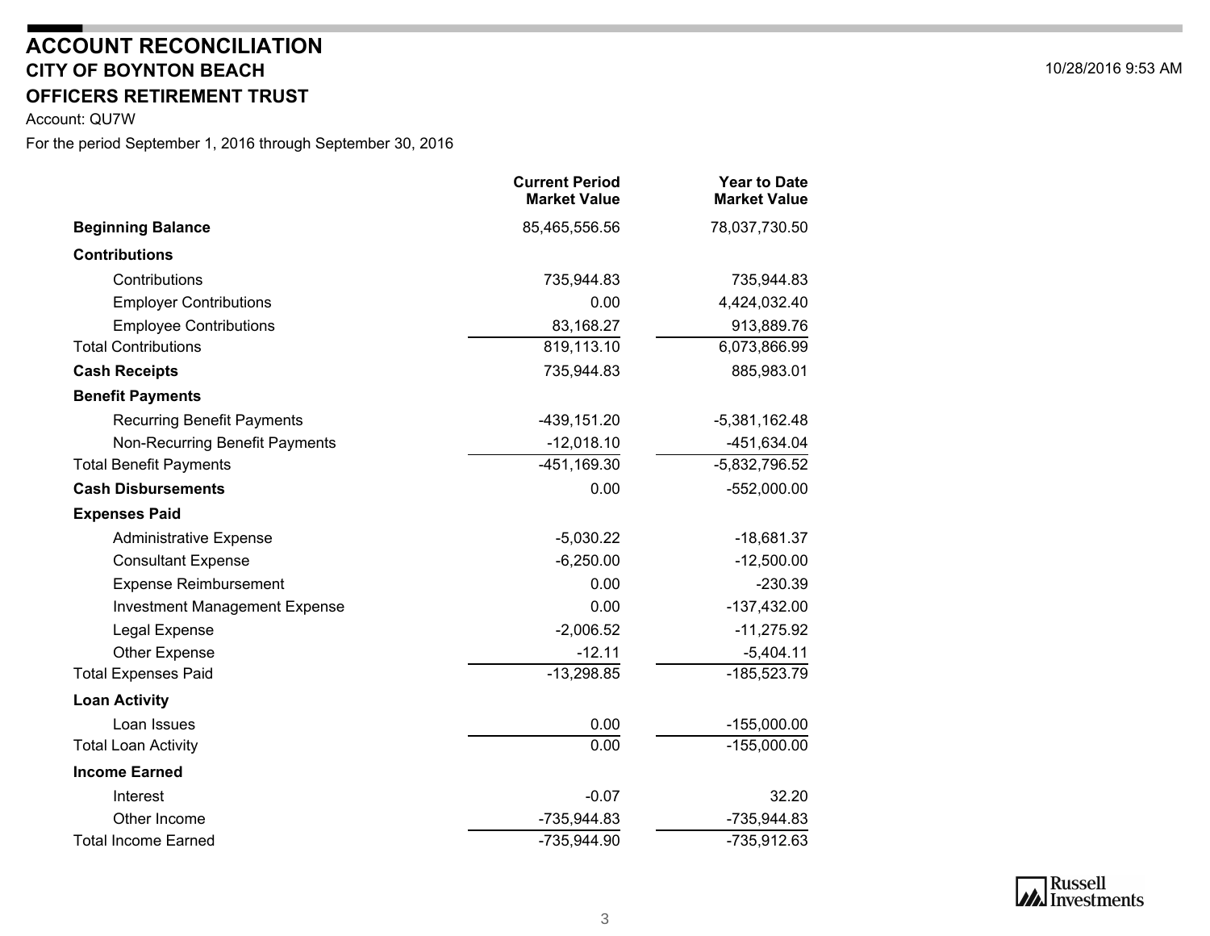# ACCOUNT RECONCILIATION

## CITY OF BOYNTON BEACH

## OFFICERS RETIREMENT TRUST

10/28/2016 9:53 AM

Account: QU7W

For the period September 1, 2016 through September 30, 2016

| | Current Period Market Value | Year to Date Market Value |
|---|---|---|
| **Beginning Balance** | 85,465,556.56 | 78,037,730.50 |
| **Contributions** | | |
| Contributions | 735,944.83 | 735,944.83 |
| Employer Contributions | 0.00 | 4,424,032.40 |
| Employee Contributions | 83,168.27 | 913,889.76 |
| Total Contributions | 819,113.10 | 6,073,866.99 |
| **Cash Receipts** | 735,944.83 | 885,983.01 |
| **Benefit Payments** | | |
| Recurring Benefit Payments | -439,151.20 | -5,381,162.48 |
| Non-Recurring Benefit Payments | -12,018.10 | -451,634.04 |
| Total Benefit Payments | -451,169.30 | -5,832,796.52 |
| **Cash Disbursements** | 0.00 | -552,000.00 |
| **Expenses Paid** | | |
| Administrative Expense | -5,030.22 | -18,681.37 |
| Consultant Expense | -6,250.00 | -12,500.00 |
| Expense Reimbursement | 0.00 | -230.39 |
| Investment Management Expense | 0.00 | -137,432.00 |
| Legal Expense | -2,006.52 | -11,275.92 |
| Other Expense | -12.11 | -5,404.11 |
| Total Expenses Paid | -13,298.85 | -185,523.79 |
| **Loan Activity** | | |
| Loan Issues | 0.00 | -155,000.00 |
| Total Loan Activity | 0.00 | -155,000.00 |
| **Income Earned** | | |
| Interest | -0.07 | 32.20 |
| Other Income | -735,944.83 | -735,944.83 |
| Total Income Earned | -735,944.90 | -735,912.63 |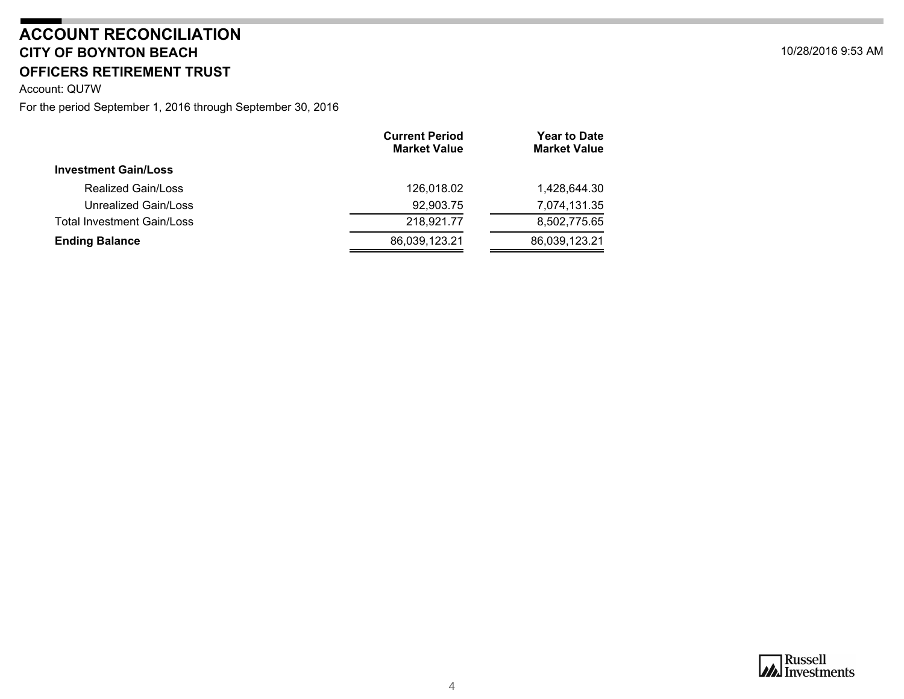# ACCOUNT RECONCILIATION
## CITY OF BOYNTON BEACH
## OFFICERS RETIREMENT TRUST

10/28/2016 9:53 AM

Account: QU7W

For the period September 1, 2016 through September 30, 2016

| | Current Period Market Value | Year to Date Market Value |
|---|---|---|
| **Investment Gain/Loss** | | |
| Realized Gain/Loss | 126,018.02 | 1,428,644.30 |
| Unrealized Gain/Loss | 92,903.75 | 7,074,131.35 |
| Total Investment Gain/Loss | 218,921.77 | 8,502,775.65 |
| **Ending Balance** | 86,039,123.21 | 86,039,123.21 |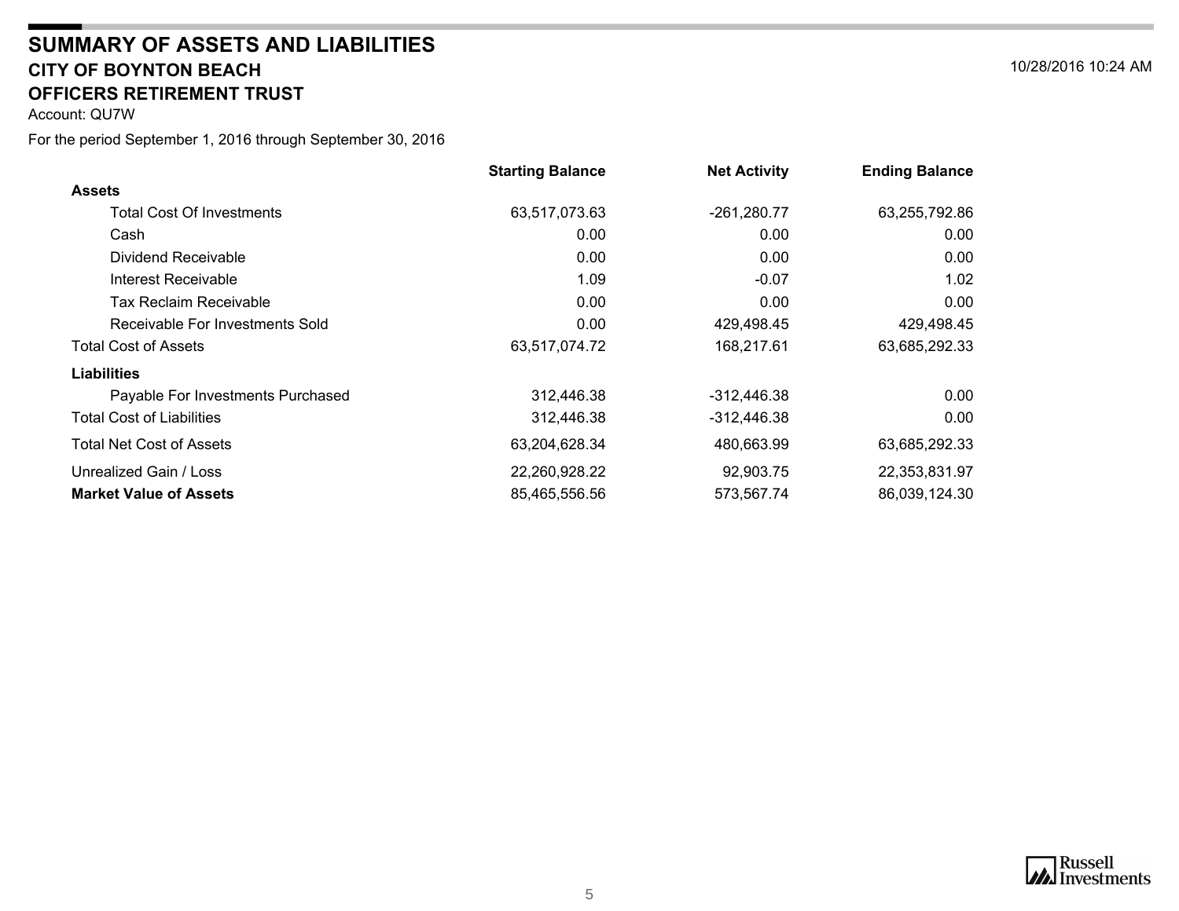# SUMMARY OF ASSETS AND LIABILITIES

## CITY OF BOYNTON BEACH

## OFFICERS RETIREMENT TRUST

10/28/2016 10:24 AM

Account: QU7W

For the period September 1, 2016 through September 30, 2016

| | Starting Balance | Net Activity | Ending Balance |
|---|---|---|---|
| **Assets** | | | |
| Total Cost Of Investments | 63,517,073.63 | -261,280.77 | 63,255,792.86 |
| Cash | 0.00 | 0.00 | 0.00 |
| Dividend Receivable | 0.00 | 0.00 | 0.00 |
| Interest Receivable | 1.09 | -0.07 | 1.02 |
| Tax Reclaim Receivable | 0.00 | 0.00 | 0.00 |
| Receivable For Investments Sold | 0.00 | 429,498.45 | 429,498.45 |
| Total Cost of Assets | 63,517,074.72 | 168,217.61 | 63,685,292.33 |
| **Liabilities** | | | |
| Payable For Investments Purchased | 312,446.38 | -312,446.38 | 0.00 |
| Total Cost of Liabilities | 312,446.38 | -312,446.38 | 0.00 |
| Total Net Cost of Assets | 63,204,628.34 | 480,663.99 | 63,685,292.33 |
| Unrealized Gain / Loss | 22,260,928.22 | 92,903.75 | 22,353,831.97 |
| **Market Value of Assets** | 85,465,556.56 | 573,567.74 | 86,039,124.30 |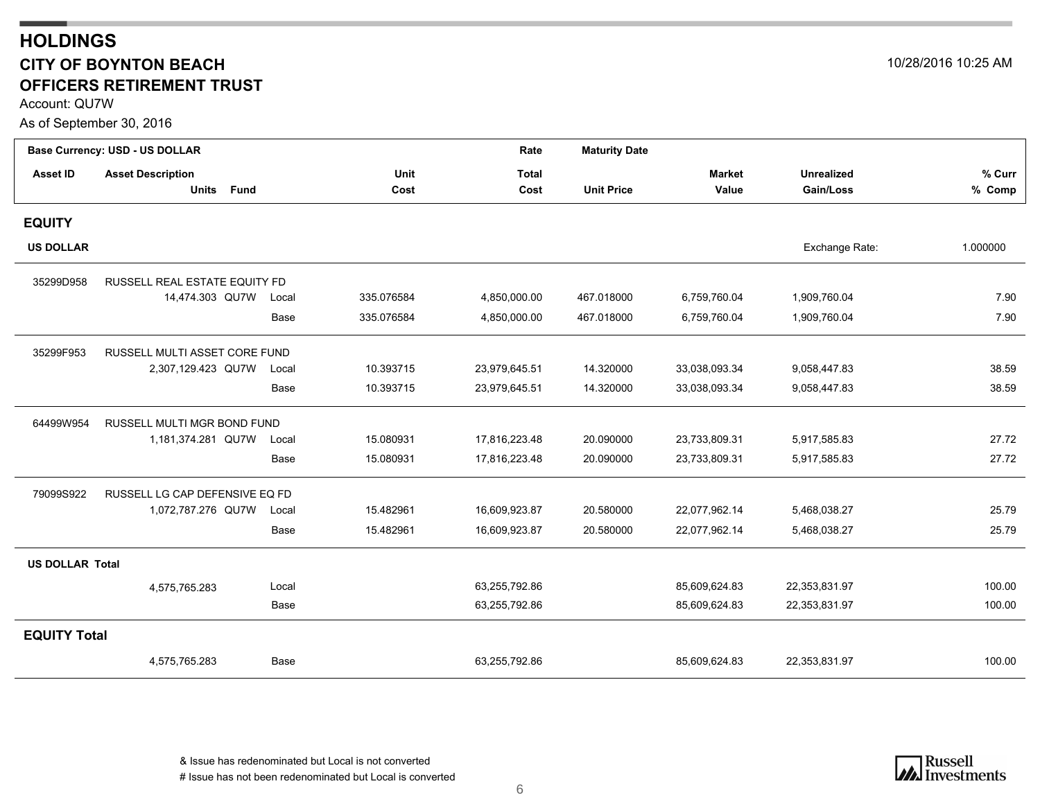# HOLDINGS

## CITY OF BOYNTON BEACH

## OFFICERS RETIREMENT TRUST

Account: QU7W

As of September 30, 2016

10/28/2016 10:25 AM

| Asset ID | Asset Description / Units | Fund | | Unit Cost | Rate / Total Cost | Maturity Date / Unit Price | Market Value | Unrealized Gain/Loss | % Curr / % Comp |
|---|---|---|---|---|---|---|---|---|---|
| **Base Currency: USD - US DOLLAR** | | | | | | | | | |
| **EQUITY** | | | | | | | | | |
| **US DOLLAR** | | | | | | | | Exchange Rate: | 1.000000 |
| 35299D958 | RUSSELL REAL ESTATE EQUITY FD | | | | | | | | |
| | 14,474.303 | QU7W | Local | 335.076584 | 4,850,000.00 | 467.018000 | 6,759,760.04 | 1,909,760.04 | 7.90 |
| | | | Base | 335.076584 | 4,850,000.00 | 467.018000 | 6,759,760.04 | 1,909,760.04 | 7.90 |
| 35299F953 | RUSSELL MULTI ASSET CORE FUND | | | | | | | | |
| | 2,307,129.423 | QU7W | Local | 10.393715 | 23,979,645.51 | 14.320000 | 33,038,093.34 | 9,058,447.83 | 38.59 |
| | | | Base | 10.393715 | 23,979,645.51 | 14.320000 | 33,038,093.34 | 9,058,447.83 | 38.59 |
| 64499W954 | RUSSELL MULTI MGR BOND FUND | | | | | | | | |
| | 1,181,374.281 | QU7W | Local | 15.080931 | 17,816,223.48 | 20.090000 | 23,733,809.31 | 5,917,585.83 | 27.72 |
| | | | Base | 15.080931 | 17,816,223.48 | 20.090000 | 23,733,809.31 | 5,917,585.83 | 27.72 |
| 79099S922 | RUSSELL LG CAP DEFENSIVE EQ FD | | | | | | | | |
| | 1,072,787.276 | QU7W | Local | 15.482961 | 16,609,923.87 | 20.580000 | 22,077,962.14 | 5,468,038.27 | 25.79 |
| | | | Base | 15.482961 | 16,609,923.87 | 20.580000 | 22,077,962.14 | 5,468,038.27 | 25.79 |
| **US DOLLAR Total** | | | | | | | | | |
| | 4,575,765.283 | | Local | | 63,255,792.86 | | 85,609,624.83 | 22,353,831.97 | 100.00 |
| | | | Base | | 63,255,792.86 | | 85,609,624.83 | 22,353,831.97 | 100.00 |
| **EQUITY Total** | | | | | | | | | |
| | 4,575,765.283 | | Base | | 63,255,792.86 | | 85,609,624.83 | 22,353,831.97 | 100.00 |

& Issue has redenominated but Local is not converted

# Issue has not been redenominated but Local is converted

Russell Investments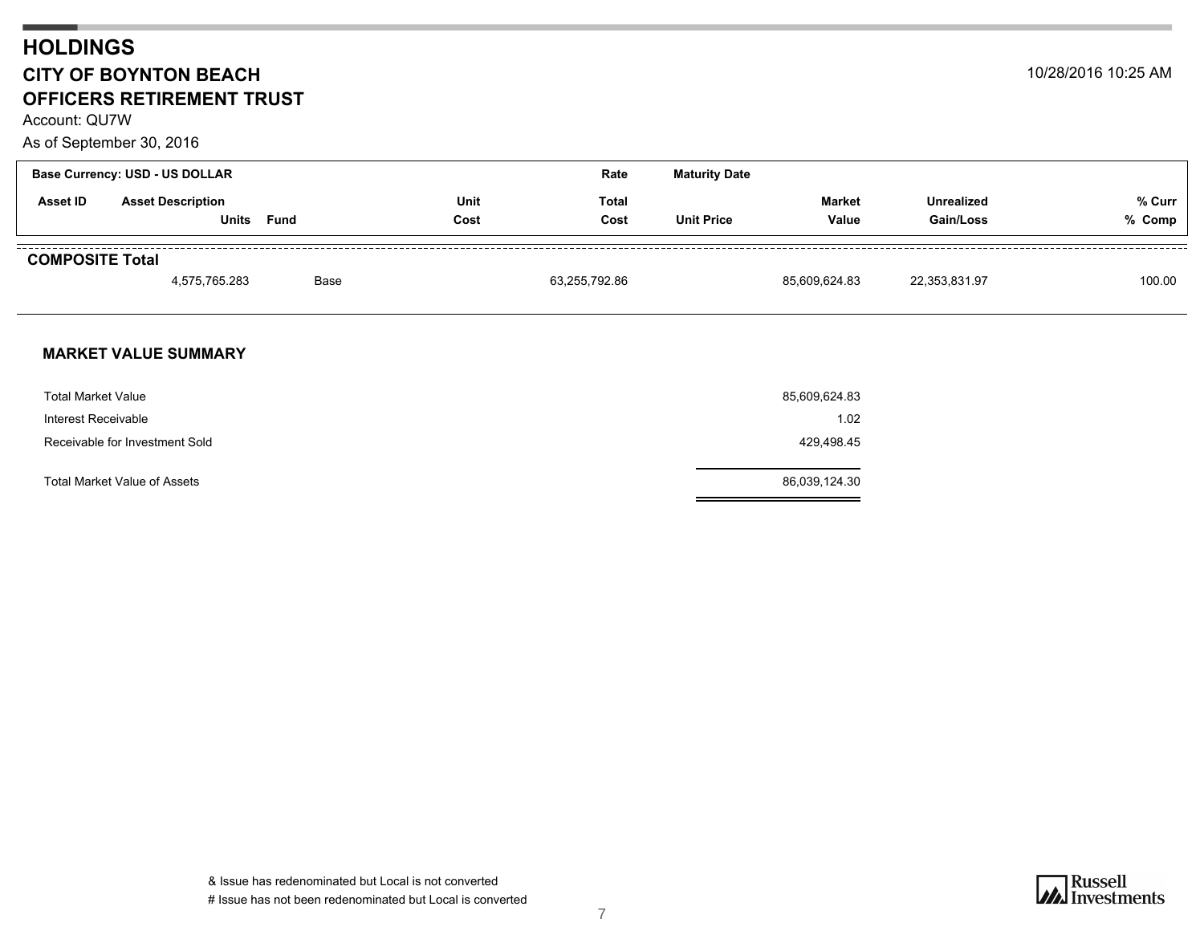# HOLDINGS

## CITY OF BOYNTON BEACH

## OFFICERS RETIREMENT TRUST

10/28/2016 10:25 AM

Account: QU7W

As of September 30, 2016

| Base Currency: USD - US DOLLAR | | | | Rate | Maturity Date | | | |
|---|---|---|---|---|---|---|---|---|
| Asset ID | Asset Description | | Unit | Total | | Market | Unrealized | % Curr |
| | Units | Fund | Cost | Cost | Unit Price | Value | Gain/Loss | % Comp |
| **COMPOSITE Total** | | | | | | | | |
| | 4,575,765.283 | Base | | 63,255,792.86 | | 85,609,624.83 | 22,353,831.97 | 100.00 |

### MARKET VALUE SUMMARY

| | |
|---|---|
| Total Market Value | 85,609,624.83 |
| Interest Receivable | 1.02 |
| Receivable for Investment Sold | 429,498.45 |
| Total Market Value of Assets | 86,039,124.30 |

& Issue has redenominated but Local is not converted

# Issue has not been redenominated but Local is converted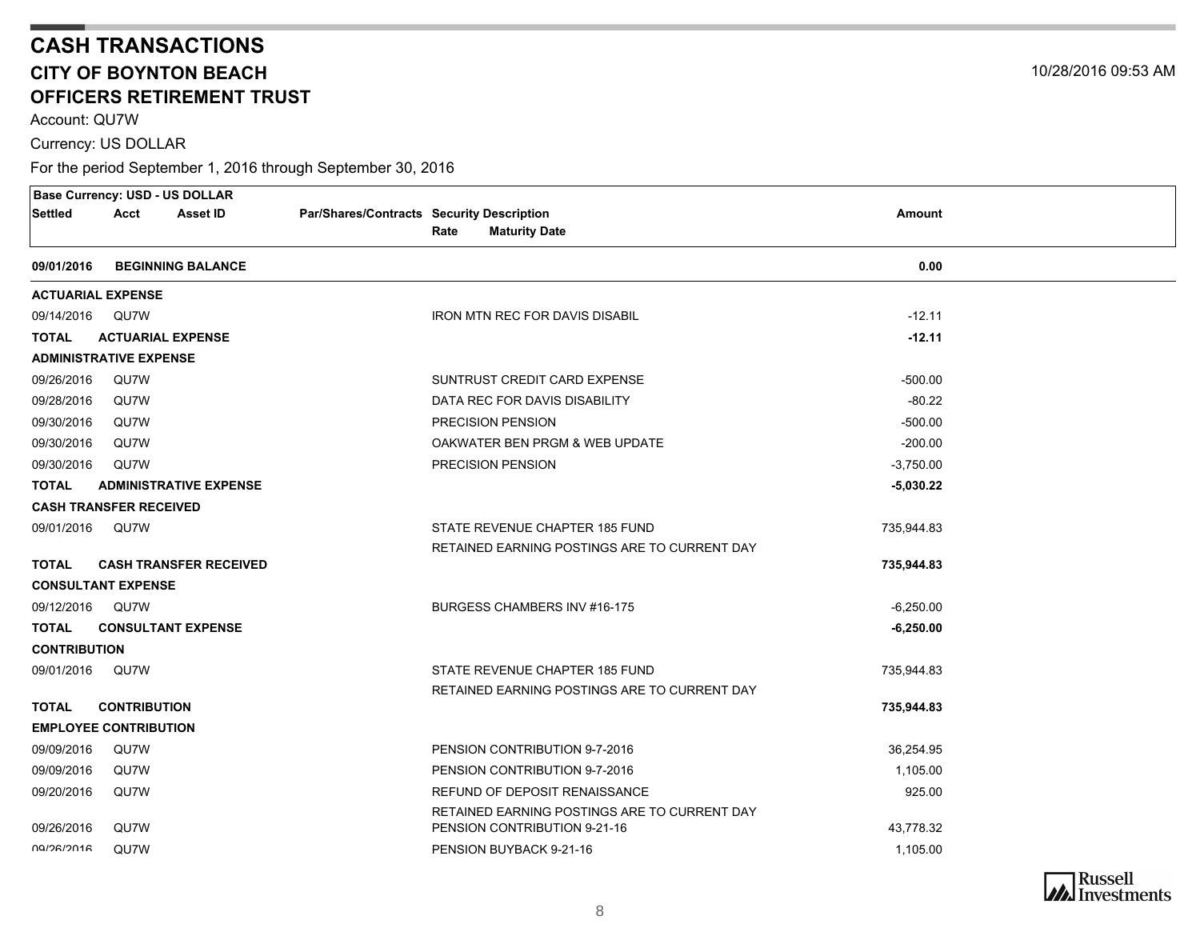# CASH TRANSACTIONS

## CITY OF BOYNTON BEACH

## OFFICERS RETIREMENT TRUST

10/28/2016 09:53 AM

Account: QU7W

Currency: US DOLLAR

For the period September 1, 2016 through September 30, 2016

| Settled | Acct | Asset ID | Par/Shares/Contracts | Security Description / Rate / Maturity Date | Amount |
|---|---|---|---|---|---|
| **Base Currency: USD - US DOLLAR** | | | | | |
| **09/01/2016** | **BEGINNING BALANCE** | | | | **0.00** |
| **ACTUARIAL EXPENSE** | | | | | |
| 09/14/2016 | QU7W | | | IRON MTN REC FOR DAVIS DISABIL | -12.11 |
| **TOTAL** | **ACTUARIAL EXPENSE** | | | | **-12.11** |
| **ADMINISTRATIVE EXPENSE** | | | | | |
| 09/26/2016 | QU7W | | | SUNTRUST CREDIT CARD EXPENSE | -500.00 |
| 09/28/2016 | QU7W | | | DATA REC FOR DAVIS DISABILITY | -80.22 |
| 09/30/2016 | QU7W | | | PRECISION PENSION | -500.00 |
| 09/30/2016 | QU7W | | | OAKWATER BEN PRGM & WEB UPDATE | -200.00 |
| 09/30/2016 | QU7W | | | PRECISION PENSION | -3,750.00 |
| **TOTAL** | **ADMINISTRATIVE EXPENSE** | | | | **-5,030.22** |
| **CASH TRANSFER RECEIVED** | | | | | |
| 09/01/2016 | QU7W | | | STATE REVENUE CHAPTER 185 FUND<br>RETAINED EARNING POSTINGS ARE TO CURRENT DAY | 735,944.83 |
| **TOTAL** | **CASH TRANSFER RECEIVED** | | | | **735,944.83** |
| **CONSULTANT EXPENSE** | | | | | |
| 09/12/2016 | QU7W | | | BURGESS CHAMBERS INV #16-175 | -6,250.00 |
| **TOTAL** | **CONSULTANT EXPENSE** | | | | **-6,250.00** |
| **CONTRIBUTION** | | | | | |
| 09/01/2016 | QU7W | | | STATE REVENUE CHAPTER 185 FUND<br>RETAINED EARNING POSTINGS ARE TO CURRENT DAY | 735,944.83 |
| **TOTAL** | **CONTRIBUTION** | | | | **735,944.83** |
| **EMPLOYEE CONTRIBUTION** | | | | | |
| 09/09/2016 | QU7W | | | PENSION CONTRIBUTION 9-7-2016 | 36,254.95 |
| 09/09/2016 | QU7W | | | PENSION CONTRIBUTION 9-7-2016 | 1,105.00 |
| 09/20/2016 | QU7W | | | REFUND OF DEPOSIT RENAISSANCE<br>RETAINED EARNING POSTINGS ARE TO CURRENT DAY | 925.00 |
| 09/26/2016 | QU7W | | | PENSION CONTRIBUTION 9-21-16 | 43,778.32 |
| 09/26/2016 | QU7W | | | PENSION BUYBACK 9-21-16 | 1,105.00 |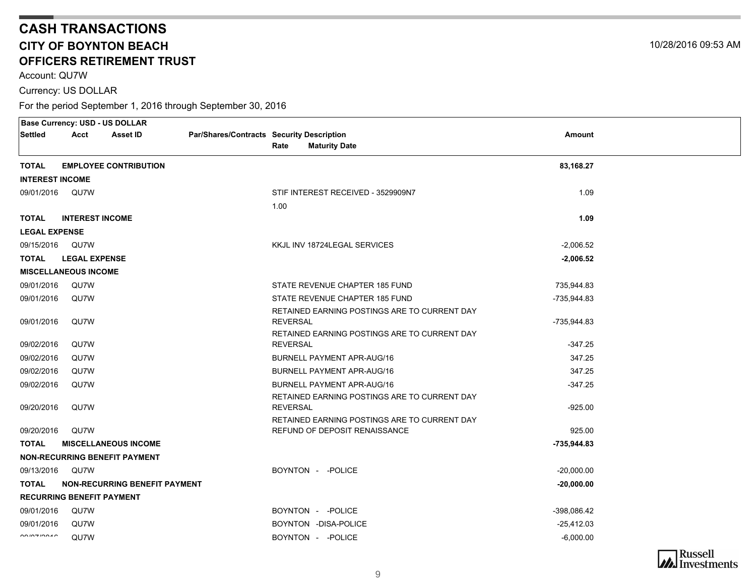# CASH TRANSACTIONS

## CITY OF BOYNTON BEACH

## OFFICERS RETIREMENT TRUST

10/28/2016 09:53 AM

Account: QU7W

Currency: US DOLLAR

For the period September 1, 2016 through September 30, 2016

| Settled | Acct | Asset ID | Par/Shares/Contracts | Security Description / Rate / Maturity Date | Amount |
|---|---|---|---|---|---|
| **TOTAL** | **EMPLOYEE CONTRIBUTION** | | | | **83,168.27** |
| **INTEREST INCOME** | | | | | |
| 09/01/2016 | QU7W | | | STIF INTEREST RECEIVED - 3529909N7 | 1.09 |
| | | | | 1.00 | |
| **TOTAL** | **INTEREST INCOME** | | | | **1.09** |
| **LEGAL EXPENSE** | | | | | |
| 09/15/2016 | QU7W | | | KKJL INV 18724LEGAL SERVICES | -2,006.52 |
| **TOTAL** | **LEGAL EXPENSE** | | | | **-2,006.52** |
| **MISCELLANEOUS INCOME** | | | | | |
| 09/01/2016 | QU7W | | | STATE REVENUE CHAPTER 185 FUND | 735,944.83 |
| 09/01/2016 | QU7W | | | STATE REVENUE CHAPTER 185 FUND | -735,944.83 |
| 09/01/2016 | QU7W | | | RETAINED EARNING POSTINGS ARE TO CURRENT DAY REVERSAL | -735,944.83 |
| 09/02/2016 | QU7W | | | RETAINED EARNING POSTINGS ARE TO CURRENT DAY REVERSAL | -347.25 |
| 09/02/2016 | QU7W | | | BURNELL PAYMENT APR-AUG/16 | 347.25 |
| 09/02/2016 | QU7W | | | BURNELL PAYMENT APR-AUG/16 | 347.25 |
| 09/02/2016 | QU7W | | | BURNELL PAYMENT APR-AUG/16 | -347.25 |
| 09/20/2016 | QU7W | | | RETAINED EARNING POSTINGS ARE TO CURRENT DAY REVERSAL | -925.00 |
| 09/20/2016 | QU7W | | | RETAINED EARNING POSTINGS ARE TO CURRENT DAY REFUND OF DEPOSIT RENAISSANCE | 925.00 |
| **TOTAL** | **MISCELLANEOUS INCOME** | | | | **-735,944.83** |
| **NON-RECURRING BENEFIT PAYMENT** | | | | | |
| 09/13/2016 | QU7W | | | BOYNTON - -POLICE | -20,000.00 |
| **TOTAL** | **NON-RECURRING BENEFIT PAYMENT** | | | | **-20,000.00** |
| **RECURRING BENEFIT PAYMENT** | | | | | |
| 09/01/2016 | QU7W | | | BOYNTON - -POLICE | -398,086.42 |
| 09/01/2016 | QU7W | | | BOYNTON -DISA-POLICE | -25,412.03 |
| 09/07/2016 | QU7W | | | BOYNTON - -POLICE | -6,000.00 |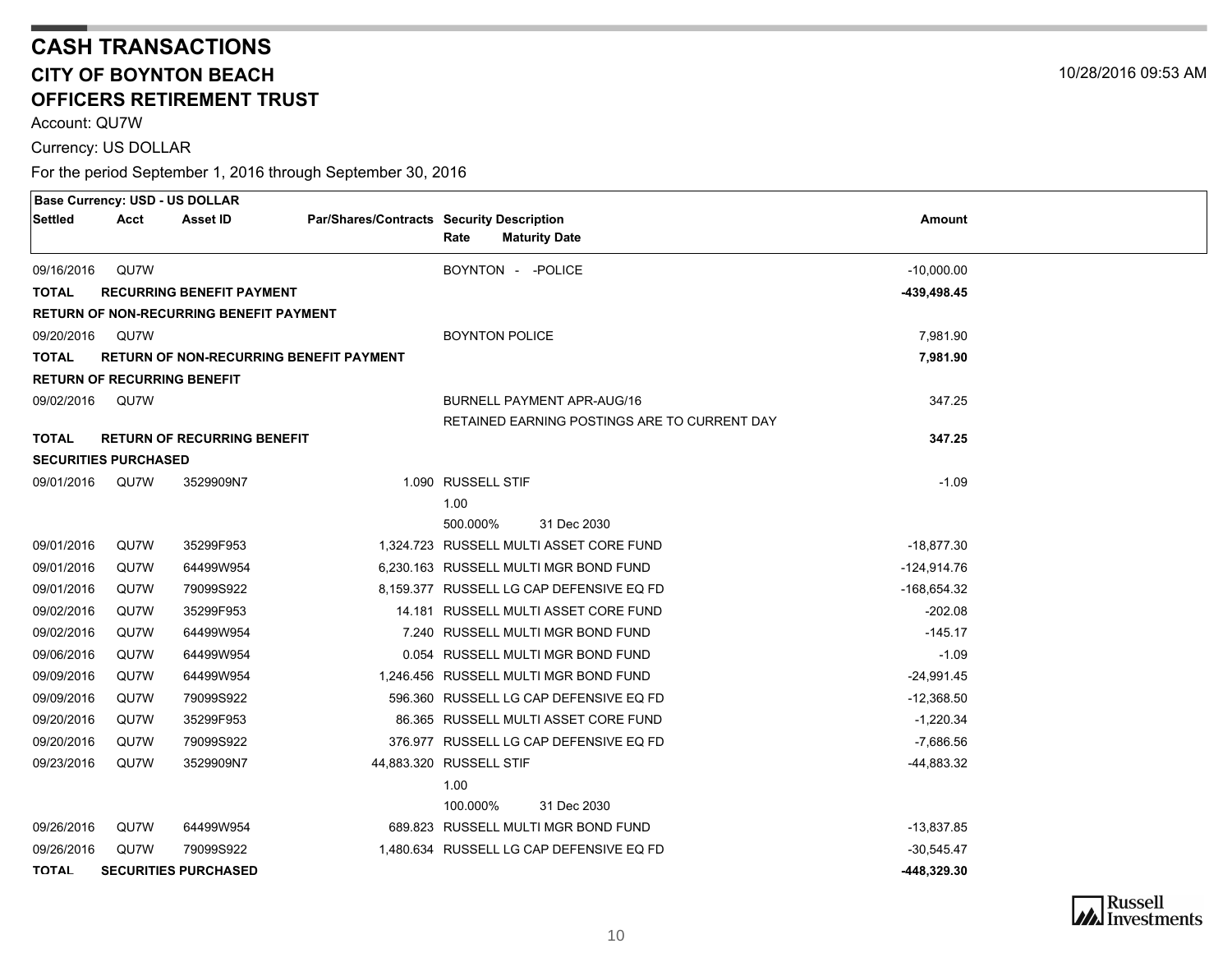# CASH TRANSACTIONS

## CITY OF BOYNTON BEACH

## OFFICERS RETIREMENT TRUST

10/28/2016 09:53 AM

Account: QU7W

Currency: US DOLLAR

For the period September 1, 2016 through September 30, 2016

| Settled | Acct | Asset ID | Par/Shares/Contracts | Security Description / Rate / Maturity Date | Amount |
|---|---|---|---|---|---|
| **Base Currency: USD - US DOLLAR** | | | | | |
| 09/16/2016 | QU7W | | | BOYNTON - -POLICE | -10,000.00 |
| **TOTAL** | **RECURRING BENEFIT PAYMENT** | | | | **-439,498.45** |
| **RETURN OF NON-RECURRING BENEFIT PAYMENT** | | | | | |
| 09/20/2016 | QU7W | | | BOYNTON POLICE | 7,981.90 |
| **TOTAL** | **RETURN OF NON-RECURRING BENEFIT PAYMENT** | | | | **7,981.90** |
| **RETURN OF RECURRING BENEFIT** | | | | | |
| 09/02/2016 | QU7W | | | BURNELL PAYMENT APR-AUG/16<br>RETAINED EARNING POSTINGS ARE TO CURRENT DAY | 347.25 |
| **TOTAL** | **RETURN OF RECURRING BENEFIT** | | | | **347.25** |
| **SECURITIES PURCHASED** | | | | | |
| 09/01/2016 | QU7W | 3529909N7 | 1.090 | RUSSELL STIF<br>1.00<br>500.000% 31 Dec 2030 | -1.09 |
| 09/01/2016 | QU7W | 35299F953 | 1,324.723 | RUSSELL MULTI ASSET CORE FUND | -18,877.30 |
| 09/01/2016 | QU7W | 64499W954 | 6,230.163 | RUSSELL MULTI MGR BOND FUND | -124,914.76 |
| 09/01/2016 | QU7W | 79099S922 | 8,159.377 | RUSSELL LG CAP DEFENSIVE EQ FD | -168,654.32 |
| 09/02/2016 | QU7W | 35299F953 | 14.181 | RUSSELL MULTI ASSET CORE FUND | -202.08 |
| 09/02/2016 | QU7W | 64499W954 | 7.240 | RUSSELL MULTI MGR BOND FUND | -145.17 |
| 09/06/2016 | QU7W | 64499W954 | 0.054 | RUSSELL MULTI MGR BOND FUND | -1.09 |
| 09/09/2016 | QU7W | 64499W954 | 1,246.456 | RUSSELL MULTI MGR BOND FUND | -24,991.45 |
| 09/09/2016 | QU7W | 79099S922 | 596.360 | RUSSELL LG CAP DEFENSIVE EQ FD | -12,368.50 |
| 09/20/2016 | QU7W | 35299F953 | 86.365 | RUSSELL MULTI ASSET CORE FUND | -1,220.34 |
| 09/20/2016 | QU7W | 79099S922 | 376.977 | RUSSELL LG CAP DEFENSIVE EQ FD | -7,686.56 |
| 09/23/2016 | QU7W | 3529909N7 | 44,883.320 | RUSSELL STIF<br>1.00<br>100.000% 31 Dec 2030 | -44,883.32 |
| 09/26/2016 | QU7W | 64499W954 | 689.823 | RUSSELL MULTI MGR BOND FUND | -13,837.85 |
| 09/26/2016 | QU7W | 79099S922 | 1,480.634 | RUSSELL LG CAP DEFENSIVE EQ FD | -30,545.47 |
| **TOTAL** | **SECURITIES PURCHASED** | | | | **-448,329.30** |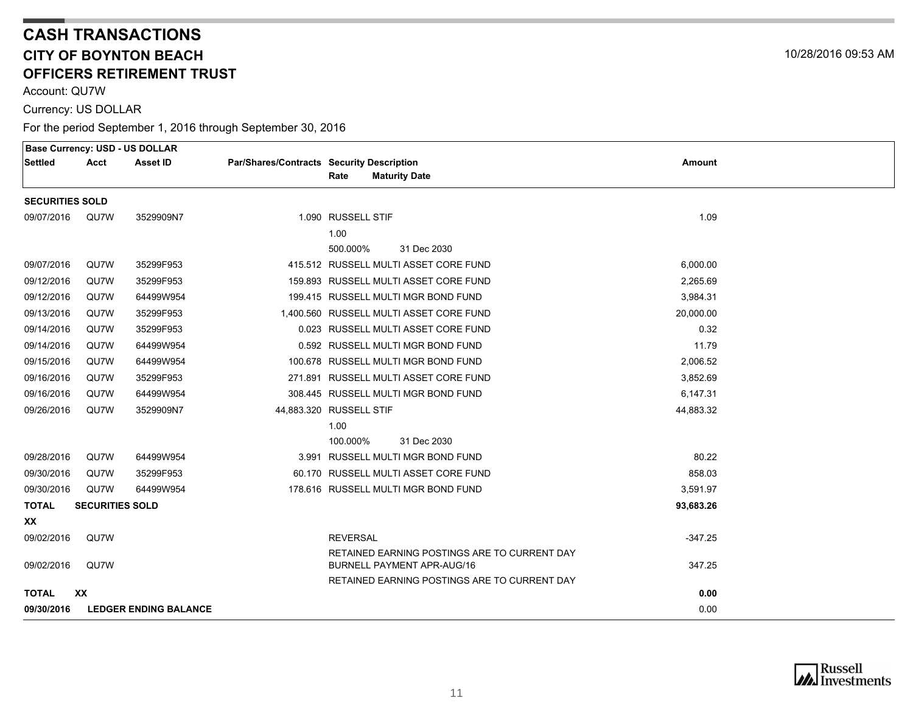# CASH TRANSACTIONS

## CITY OF BOYNTON BEACH

## OFFICERS RETIREMENT TRUST

10/28/2016 09:53 AM

Account: QU7W

Currency: US DOLLAR

For the period September 1, 2016 through September 30, 2016

| Settled | Acct | Asset ID | Par/Shares/Contracts | Security Description / Rate / Maturity Date | Amount |
|---|---|---|---|---|---|
| **Base Currency: USD - US DOLLAR** | | | | | |
| **SECURITIES SOLD** | | | | | |
| 09/07/2016 | QU7W | 3529909N7 | 1.090 | RUSSELL STIF 1.00 500.000% 31 Dec 2030 | 1.09 |
| 09/07/2016 | QU7W | 35299F953 | 415.512 | RUSSELL MULTI ASSET CORE FUND | 6,000.00 |
| 09/12/2016 | QU7W | 35299F953 | 159.893 | RUSSELL MULTI ASSET CORE FUND | 2,265.69 |
| 09/12/2016 | QU7W | 64499W954 | 199.415 | RUSSELL MULTI MGR BOND FUND | 3,984.31 |
| 09/13/2016 | QU7W | 35299F953 | 1,400.560 | RUSSELL MULTI ASSET CORE FUND | 20,000.00 |
| 09/14/2016 | QU7W | 35299F953 | 0.023 | RUSSELL MULTI ASSET CORE FUND | 0.32 |
| 09/14/2016 | QU7W | 64499W954 | 0.592 | RUSSELL MULTI MGR BOND FUND | 11.79 |
| 09/15/2016 | QU7W | 64499W954 | 100.678 | RUSSELL MULTI MGR BOND FUND | 2,006.52 |
| 09/16/2016 | QU7W | 35299F953 | 271.891 | RUSSELL MULTI ASSET CORE FUND | 3,852.69 |
| 09/16/2016 | QU7W | 64499W954 | 308.445 | RUSSELL MULTI MGR BOND FUND | 6,147.31 |
| 09/26/2016 | QU7W | 3529909N7 | 44,883.320 | RUSSELL STIF 1.00 100.000% 31 Dec 2030 | 44,883.32 |
| 09/28/2016 | QU7W | 64499W954 | 3.991 | RUSSELL MULTI MGR BOND FUND | 80.22 |
| 09/30/2016 | QU7W | 35299F953 | 60.170 | RUSSELL MULTI ASSET CORE FUND | 858.03 |
| 09/30/2016 | QU7W | 64499W954 | 178.616 | RUSSELL MULTI MGR BOND FUND | 3,591.97 |
| **TOTAL** | **SECURITIES SOLD** | | | | **93,683.26** |
| **XX** | | | | | |
| 09/02/2016 | QU7W | | | REVERSAL RETAINED EARNING POSTINGS ARE TO CURRENT DAY | -347.25 |
| 09/02/2016 | QU7W | | | BURNELL PAYMENT APR-AUG/16 RETAINED EARNING POSTINGS ARE TO CURRENT DAY | 347.25 |
| **TOTAL** | **XX** | | | | **0.00** |
| **09/30/2016** | **LEDGER ENDING BALANCE** | | | | 0.00 |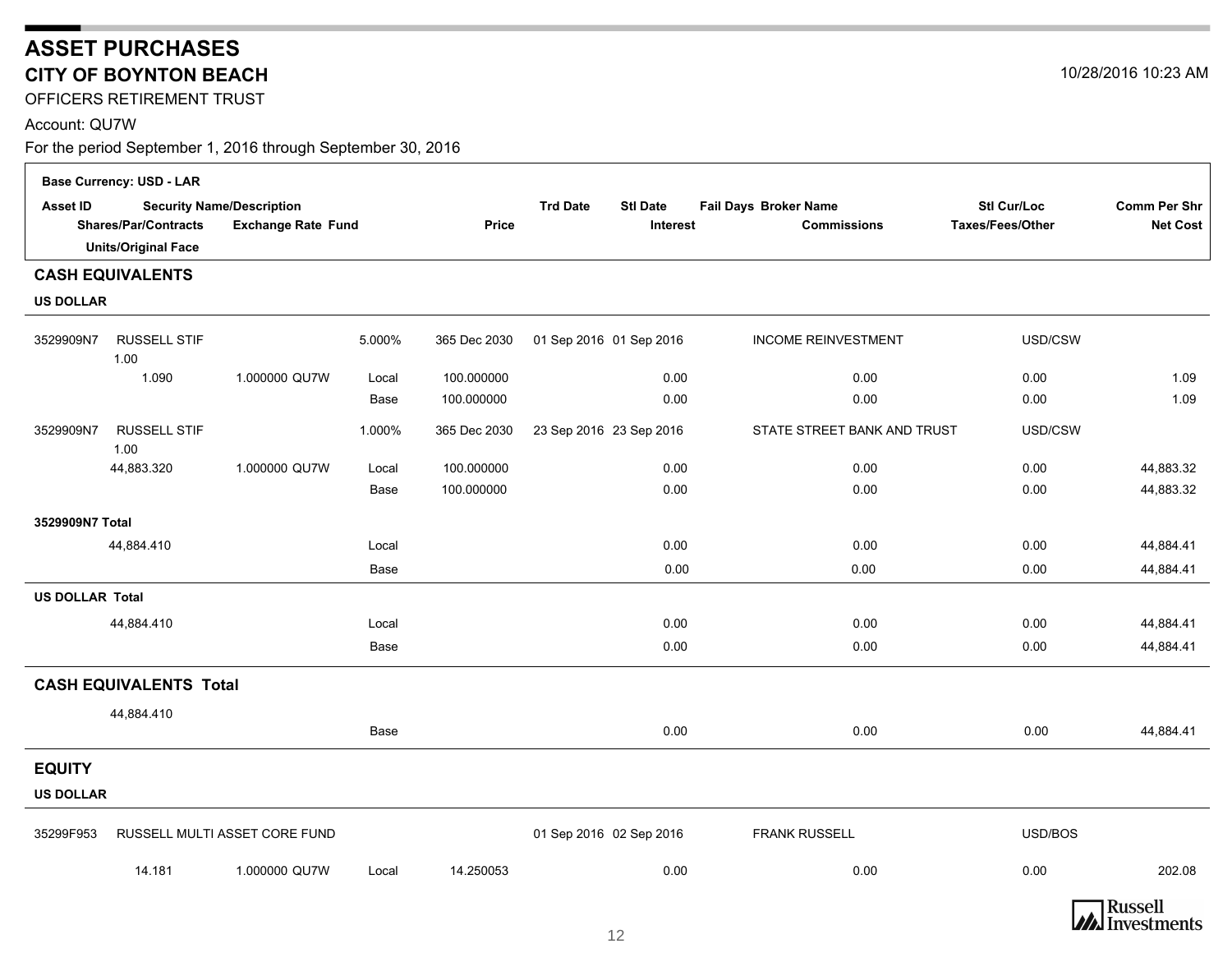# ASSET PURCHASES

## CITY OF BOYNTON BEACH

10/28/2016 10:23 AM

OFFICERS RETIREMENT TRUST

Account: QU7W

For the period September 1, 2016 through September 30, 2016

**Base Currency: USD - LAR**

| Asset ID | Security Name/Description | | | | Trd Date | Stl Date | Fail Days Broker Name | Stl Cur/Loc | Comm Per Shr |
|---|---|---|---|---|---|---|---|---|---|
| Shares/Par/Contracts Units/Original Face | Exchange Rate | Fund | | Price | | Interest | Commissions | Taxes/Fees/Other | Net Cost |
| **CASH EQUIVALENTS** | | | | | | | | | |
| **US DOLLAR** | | | | | | | | | |
| 3529909N7 | RUSSELL STIF 1.00 | | 5.000% | 365 Dec 2030 | 01 Sep 2016 | 01 Sep 2016 | INCOME REINVESTMENT | USD/CSW | |
| 1.090 | 1.000000 | QU7W | Local | 100.000000 | | 0.00 | 0.00 | 0.00 | 1.09 |
| | | | Base | 100.000000 | | 0.00 | 0.00 | 0.00 | 1.09 |
| 3529909N7 | RUSSELL STIF 1.00 | | 1.000% | 365 Dec 2030 | 23 Sep 2016 | 23 Sep 2016 | STATE STREET BANK AND TRUST | USD/CSW | |
| 44,883.320 | 1.000000 | QU7W | Local | 100.000000 | | 0.00 | 0.00 | 0.00 | 44,883.32 |
| | | | Base | 100.000000 | | 0.00 | 0.00 | 0.00 | 44,883.32 |
| **3529909N7 Total** | | | | | | | | | |
| 44,884.410 | | | Local | | | 0.00 | 0.00 | 0.00 | 44,884.41 |
| | | | Base | | | 0.00 | 0.00 | 0.00 | 44,884.41 |
| **US DOLLAR Total** | | | | | | | | | |
| 44,884.410 | | | Local | | | 0.00 | 0.00 | 0.00 | 44,884.41 |
| | | | Base | | | 0.00 | 0.00 | 0.00 | 44,884.41 |
| **CASH EQUIVALENTS Total** | | | | | | | | | |
| 44,884.410 | | | Base | | | 0.00 | 0.00 | 0.00 | 44,884.41 |
| **EQUITY** | | | | | | | | | |
| **US DOLLAR** | | | | | | | | | |
| 35299F953 | RUSSELL MULTI ASSET CORE FUND | | | | 01 Sep 2016 | 02 Sep 2016 | FRANK RUSSELL | USD/BOS | |
| 14.181 | 1.000000 | QU7W | Local | 14.250053 | | 0.00 | 0.00 | 0.00 | 202.08 |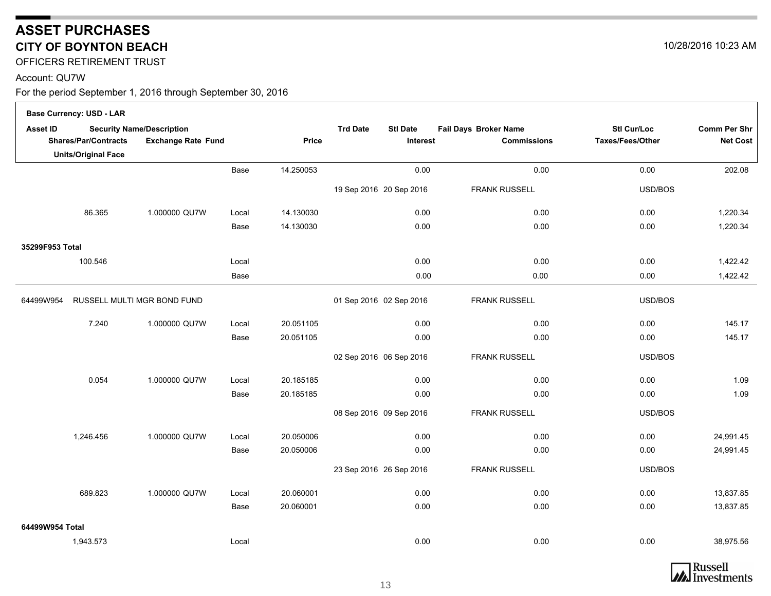# ASSET PURCHASES

## CITY OF BOYNTON BEACH

10/28/2016 10:23 AM

OFFICERS RETIREMENT TRUST

Account: QU7W

For the period September 1, 2016 through September 30, 2016

**Base Currency: USD - LAR**

| Asset ID / Shares/Par/Contracts / Units/Original Face | Security Name/Description / Exchange Rate Fund | | Price | Trd Date | Stl Date / Interest | Fail Days Broker Name / Commissions | Stl Cur/Loc / Taxes/Fees/Other | Comm Per Shr / Net Cost |
|---|---|---|---|---|---|---|---|---|
| | | Base | 14.250053 | | 0.00 | 0.00 | 0.00 | 202.08 |
| | | | | 19 Sep 2016 | 20 Sep 2016 | FRANK RUSSELL | USD/BOS | |
| 86.365 | 1.000000 QU7W | Local | 14.130030 | | 0.00 | 0.00 | 0.00 | 1,220.34 |
| | | Base | 14.130030 | | 0.00 | 0.00 | 0.00 | 1,220.34 |
| **35299F953 Total** | | | | | | | | |
| 100.546 | | Local | | | 0.00 | 0.00 | 0.00 | 1,422.42 |
| | | Base | | | 0.00 | 0.00 | 0.00 | 1,422.42 |
| 64499W954 | RUSSELL MULTI MGR BOND FUND | | | 01 Sep 2016 | 02 Sep 2016 | FRANK RUSSELL | USD/BOS | |
| 7.240 | 1.000000 QU7W | Local | 20.051105 | | 0.00 | 0.00 | 0.00 | 145.17 |
| | | Base | 20.051105 | | 0.00 | 0.00 | 0.00 | 145.17 |
| | | | | 02 Sep 2016 | 06 Sep 2016 | FRANK RUSSELL | USD/BOS | |
| 0.054 | 1.000000 QU7W | Local | 20.185185 | | 0.00 | 0.00 | 0.00 | 1.09 |
| | | Base | 20.185185 | | 0.00 | 0.00 | 0.00 | 1.09 |
| | | | | 08 Sep 2016 | 09 Sep 2016 | FRANK RUSSELL | USD/BOS | |
| 1,246.456 | 1.000000 QU7W | Local | 20.050006 | | 0.00 | 0.00 | 0.00 | 24,991.45 |
| | | Base | 20.050006 | | 0.00 | 0.00 | 0.00 | 24,991.45 |
| | | | | 23 Sep 2016 | 26 Sep 2016 | FRANK RUSSELL | USD/BOS | |
| 689.823 | 1.000000 QU7W | Local | 20.060001 | | 0.00 | 0.00 | 0.00 | 13,837.85 |
| | | Base | 20.060001 | | 0.00 | 0.00 | 0.00 | 13,837.85 |
| **64499W954 Total** | | | | | | | | |
| 1,943.573 | | Local | | | 0.00 | 0.00 | 0.00 | 38,975.56 |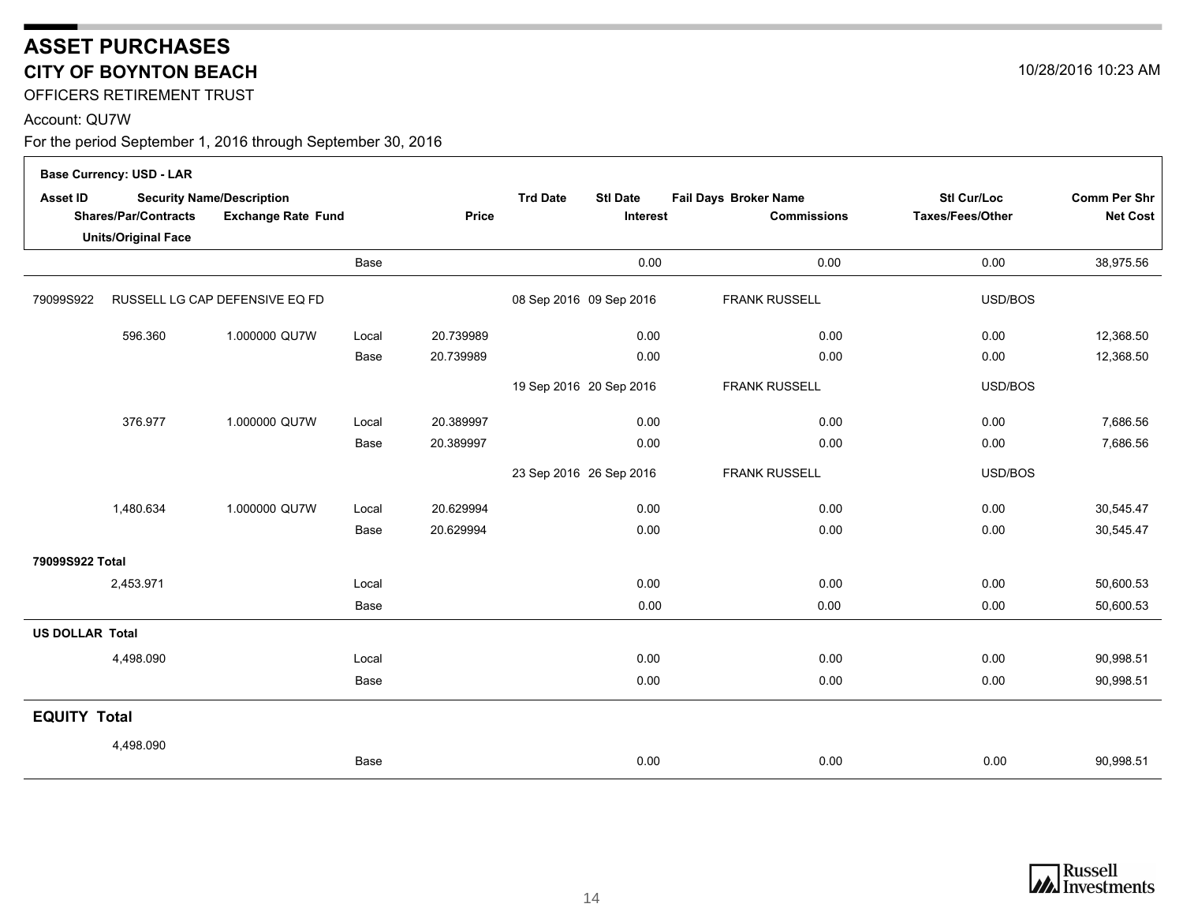# ASSET PURCHASES

## CITY OF BOYNTON BEACH

10/28/2016 10:23 AM

OFFICERS RETIREMENT TRUST

Account: QU7W

For the period September 1, 2016 through September 30, 2016

| Asset ID / Shares/Par/Contracts / Units/Original Face | Security Name/Description / Exchange Rate Fund | | Price | Trd Date | Stl Date / Interest | Fail Days Broker Name / Commissions | Stl Cur/Loc / Taxes/Fees/Other | Comm Per Shr / Net Cost |
|---|---|---|---|---|---|---|---|---|
| **Base Currency: USD - LAR** | | | | | | | | |
| | | Base | | | 0.00 | 0.00 | 0.00 | 38,975.56 |
| 79099S922 | RUSSELL LG CAP DEFENSIVE EQ FD | | | 08 Sep 2016 | 09 Sep 2016 | FRANK RUSSELL | USD/BOS | |
| 596.360 | 1.000000 QU7W | Local | 20.739989 | | 0.00 | 0.00 | 0.00 | 12,368.50 |
| | | Base | 20.739989 | | 0.00 | 0.00 | 0.00 | 12,368.50 |
| | | | | 19 Sep 2016 | 20 Sep 2016 | FRANK RUSSELL | USD/BOS | |
| 376.977 | 1.000000 QU7W | Local | 20.389997 | | 0.00 | 0.00 | 0.00 | 7,686.56 |
| | | Base | 20.389997 | | 0.00 | 0.00 | 0.00 | 7,686.56 |
| | | | | 23 Sep 2016 | 26 Sep 2016 | FRANK RUSSELL | USD/BOS | |
| 1,480.634 | 1.000000 QU7W | Local | 20.629994 | | 0.00 | 0.00 | 0.00 | 30,545.47 |
| | | Base | 20.629994 | | 0.00 | 0.00 | 0.00 | 30,545.47 |
| **79099S922 Total** | | | | | | | | |
| 2,453.971 | | Local | | | 0.00 | 0.00 | 0.00 | 50,600.53 |
| | | Base | | | 0.00 | 0.00 | 0.00 | 50,600.53 |
| **US DOLLAR Total** | | | | | | | | |
| 4,498.090 | | Local | | | 0.00 | 0.00 | 0.00 | 90,998.51 |
| | | Base | | | 0.00 | 0.00 | 0.00 | 90,998.51 |
| **EQUITY Total** | | | | | | | | |
| 4,498.090 | | | | | | | | |
| | | Base | | | 0.00 | 0.00 | 0.00 | 90,998.51 |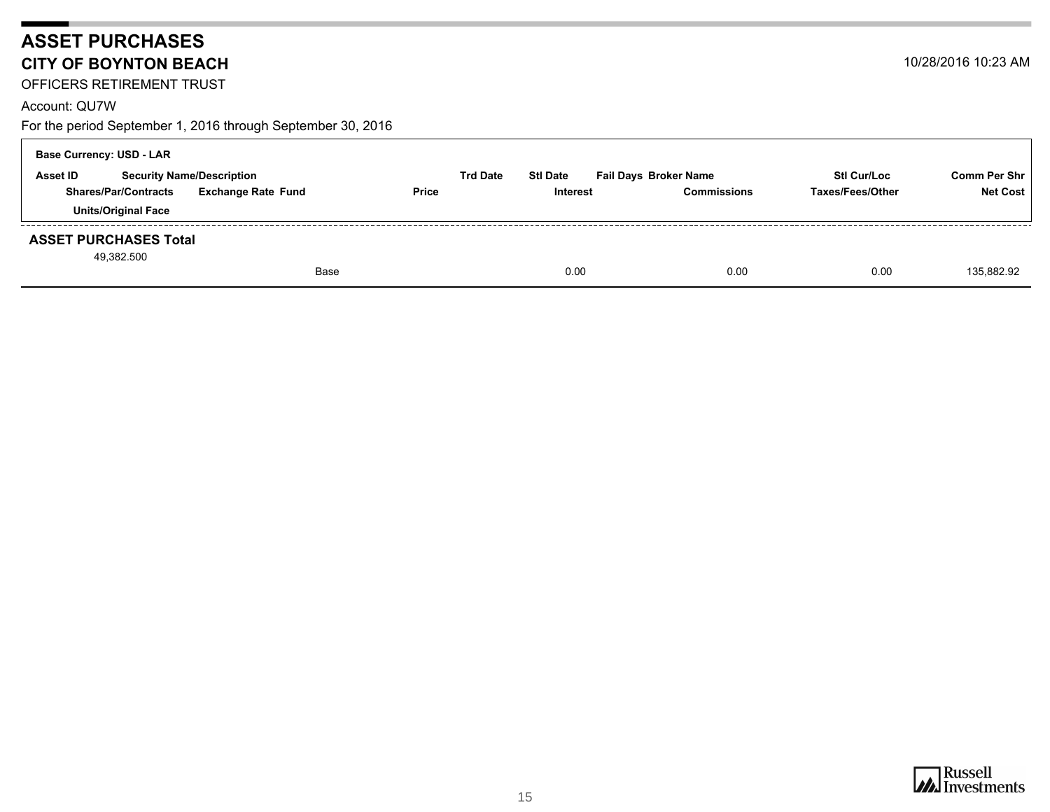# ASSET PURCHASES

## CITY OF BOYNTON BEACH

10/28/2016 10:23 AM

OFFICERS RETIREMENT TRUST

Account: QU7W

For the period September 1, 2016 through September 30, 2016

**Base Currency: USD - LAR**

| Asset ID | Security Name/Description | | | Trd Date | Stl Date | Fail Days Broker Name | | Stl Cur/Loc | Comm Per Shr |
|---|---|---|---|---|---|---|---|---|---|
| Shares/Par/Contracts | Exchange Rate | Fund | Price | | Interest | | Commissions | Taxes/Fees/Other | Net Cost |
| Units/Original Face | | | | | | | | | |
| **ASSET PURCHASES Total** | | | | | | | | | |
| 49,382.500 | | | | | | | | | |
| | | Base | | | 0.00 | | 0.00 | 0.00 | 135,882.92 |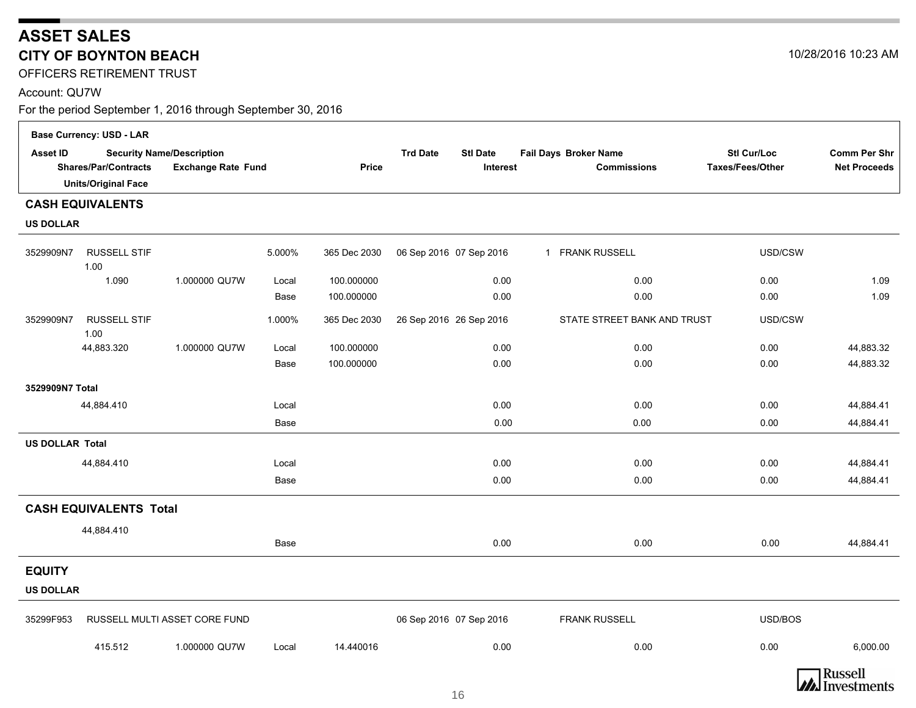# ASSET SALES

## CITY OF BOYNTON BEACH

10/28/2016 10:23 AM

OFFICERS RETIREMENT TRUST

Account: QU7W

For the period September 1, 2016 through September 30, 2016

**Base Currency: USD - LAR**

| Asset ID / Shares/Par/Contracts / Units/Original Face | Security Name/Description / Exchange Rate | Fund | | Price | Trd Date | Stl Date / Interest | Fail Days | Broker Name / Commissions | Stl Cur/Loc / Taxes/Fees/Other | Comm Per Shr / Net Proceeds |
|---|---|---|---|---|---|---|---|---|---|---|
| **CASH EQUIVALENTS** | | | | | | | | | | |
| **US DOLLAR** | | | | | | | | | | |
| 3529909N7 | RUSSELL STIF 1.00 | | 5.000% | 365 Dec 2030 | 06 Sep 2016 | 07 Sep 2016 | 1 | FRANK RUSSELL | USD/CSW | |
| 1.090 | 1.000000 | QU7W | Local | 100.000000 | | 0.00 | | 0.00 | 0.00 | 1.09 |
| | | | Base | 100.000000 | | 0.00 | | 0.00 | 0.00 | 1.09 |
| 3529909N7 | RUSSELL STIF 1.00 | | 1.000% | 365 Dec 2030 | 26 Sep 2016 | 26 Sep 2016 | | STATE STREET BANK AND TRUST | USD/CSW | |
| 44,883.320 | 1.000000 | QU7W | Local | 100.000000 | | 0.00 | | 0.00 | 0.00 | 44,883.32 |
| | | | Base | 100.000000 | | 0.00 | | 0.00 | 0.00 | 44,883.32 |
| **3529909N7 Total** | | | | | | | | | | |
| 44,884.410 | | | Local | | | 0.00 | | 0.00 | 0.00 | 44,884.41 |
| | | | Base | | | 0.00 | | 0.00 | 0.00 | 44,884.41 |
| **US DOLLAR Total** | | | | | | | | | | |
| 44,884.410 | | | Local | | | 0.00 | | 0.00 | 0.00 | 44,884.41 |
| | | | Base | | | 0.00 | | 0.00 | 0.00 | 44,884.41 |
| **CASH EQUIVALENTS Total** | | | | | | | | | | |
| 44,884.410 | | | Base | | | 0.00 | | 0.00 | 0.00 | 44,884.41 |
| **EQUITY** | | | | | | | | | | |
| **US DOLLAR** | | | | | | | | | | |
| 35299F953 | RUSSELL MULTI ASSET CORE FUND | | | | 06 Sep 2016 | 07 Sep 2016 | | FRANK RUSSELL | USD/BOS | |
| 415.512 | 1.000000 | QU7W | Local | 14.440016 | | 0.00 | | 0.00 | 0.00 | 6,000.00 |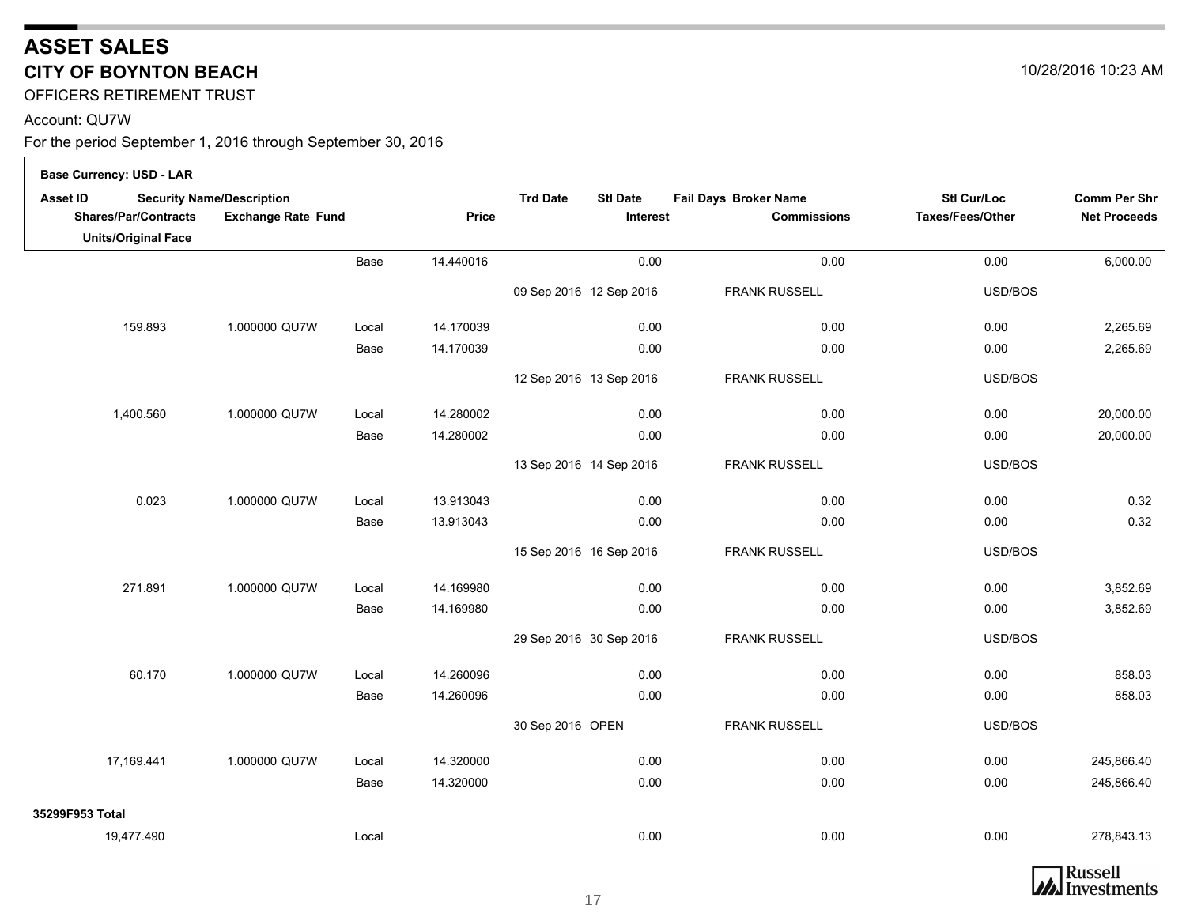# ASSET SALES

## CITY OF BOYNTON BEACH

10/28/2016 10:23 AM

OFFICERS RETIREMENT TRUST

Account: QU7W

For the period September 1, 2016 through September 30, 2016

| Base Currency: USD - LAR | | | | | | | | | |
|---|---|---|---|---|---|---|---|---|---|
| Asset ID / Shares/Par/Contracts / Units/Original Face | Security Name/Description / Exchange Rate | Fund | Price | Trd Date | Stl Date / Interest | Fail Days Broker Name / Commissions | Stl Cur/Loc / Taxes/Fees/Other | Comm Per Shr / Net Proceeds |
| | | Base | 14.440016 | | 0.00 | 0.00 | 0.00 | 6,000.00 |
| | | | | 09 Sep 2016 | 12 Sep 2016 | FRANK RUSSELL | USD/BOS | |
| 159.893 | 1.000000 QU7W | Local | 14.170039 | | 0.00 | 0.00 | 0.00 | 2,265.69 |
| | | Base | 14.170039 | | 0.00 | 0.00 | 0.00 | 2,265.69 |
| | | | | 12 Sep 2016 | 13 Sep 2016 | FRANK RUSSELL | USD/BOS | |
| 1,400.560 | 1.000000 QU7W | Local | 14.280002 | | 0.00 | 0.00 | 0.00 | 20,000.00 |
| | | Base | 14.280002 | | 0.00 | 0.00 | 0.00 | 20,000.00 |
| | | | | 13 Sep 2016 | 14 Sep 2016 | FRANK RUSSELL | USD/BOS | |
| 0.023 | 1.000000 QU7W | Local | 13.913043 | | 0.00 | 0.00 | 0.00 | 0.32 |
| | | Base | 13.913043 | | 0.00 | 0.00 | 0.00 | 0.32 |
| | | | | 15 Sep 2016 | 16 Sep 2016 | FRANK RUSSELL | USD/BOS | |
| 271.891 | 1.000000 QU7W | Local | 14.169980 | | 0.00 | 0.00 | 0.00 | 3,852.69 |
| | | Base | 14.169980 | | 0.00 | 0.00 | 0.00 | 3,852.69 |
| | | | | 29 Sep 2016 | 30 Sep 2016 | FRANK RUSSELL | USD/BOS | |
| 60.170 | 1.000000 QU7W | Local | 14.260096 | | 0.00 | 0.00 | 0.00 | 858.03 |
| | | Base | 14.260096 | | 0.00 | 0.00 | 0.00 | 858.03 |
| | | | | 30 Sep 2016 | OPEN | FRANK RUSSELL | USD/BOS | |
| 17,169.441 | 1.000000 QU7W | Local | 14.320000 | | 0.00 | 0.00 | 0.00 | 245,866.40 |
| | | Base | 14.320000 | | 0.00 | 0.00 | 0.00 | 245,866.40 |
| **35299F953 Total** | | | | | | | | |
| 19,477.490 | | Local | | | 0.00 | 0.00 | 0.00 | 278,843.13 |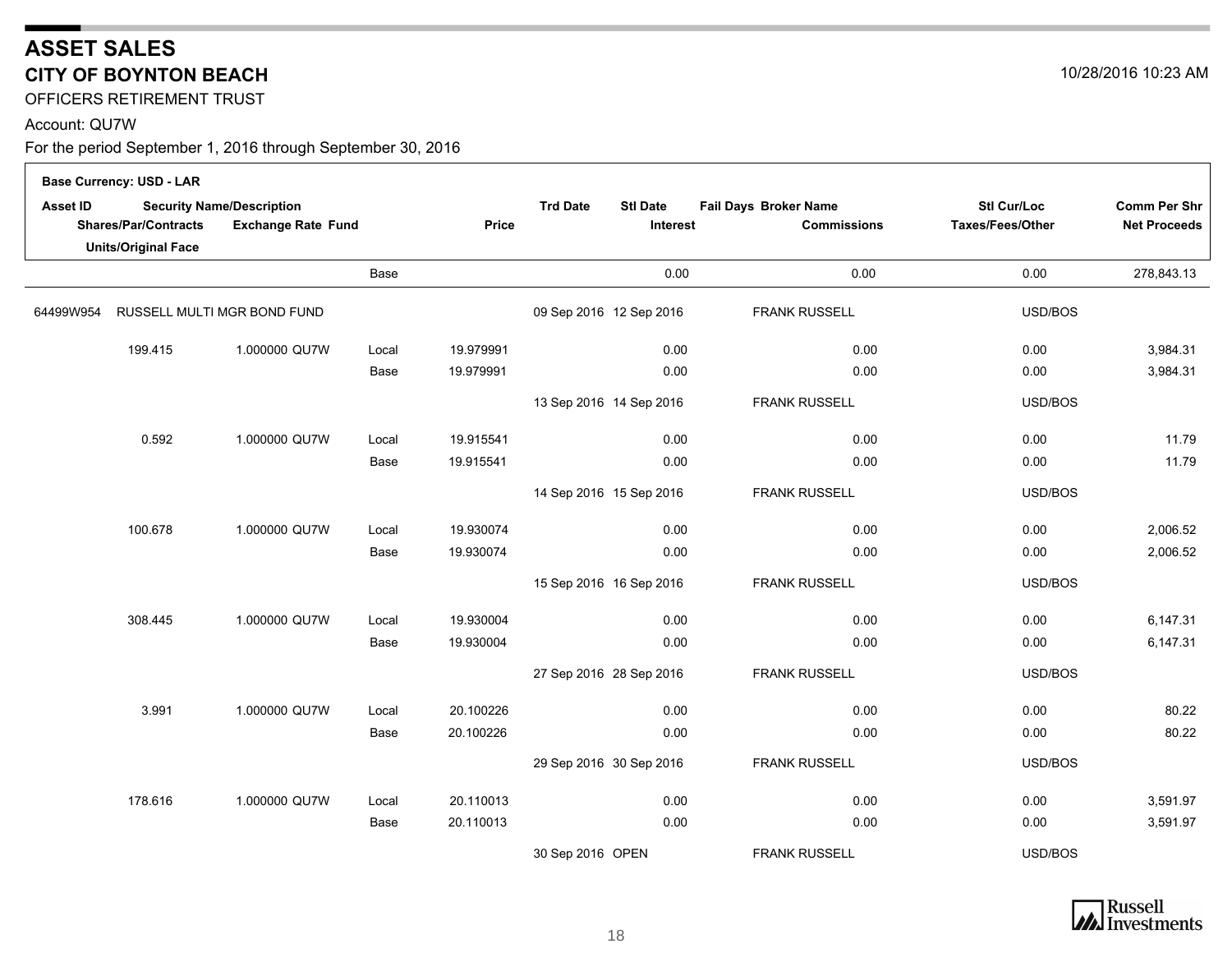# ASSET SALES

## CITY OF BOYNTON BEACH

10/28/2016 10:23 AM

OFFICERS RETIREMENT TRUST

Account: QU7W

For the period September 1, 2016 through September 30, 2016

**Base Currency: USD - LAR**

| Asset ID / Shares/Par/Contracts / Units/Original Face | Security Name/Description / Exchange Rate | Fund | | Price | Trd Date | Stl Date / Interest | Fail Days | Broker Name / Commissions | Stl Cur/Loc / Taxes/Fees/Other | Comm Per Shr / Net Proceeds |
|---|---|---|---|---|---|---|---|---|---|---|
| | | | Base | | | 0.00 | | 0.00 | 0.00 | 278,843.13 |
| 64499W954 | RUSSELL MULTI MGR BOND FUND | | | | 09 Sep 2016 | 12 Sep 2016 | | FRANK RUSSELL | USD/BOS | |
| 199.415 | 1.000000 | QU7W | Local | 19.979991 | | 0.00 | | 0.00 | 0.00 | 3,984.31 |
| | | | Base | 19.979991 | | 0.00 | | 0.00 | 0.00 | 3,984.31 |
| | | | | | 13 Sep 2016 | 14 Sep 2016 | | FRANK RUSSELL | USD/BOS | |
| 0.592 | 1.000000 | QU7W | Local | 19.915541 | | 0.00 | | 0.00 | 0.00 | 11.79 |
| | | | Base | 19.915541 | | 0.00 | | 0.00 | 0.00 | 11.79 |
| | | | | | 14 Sep 2016 | 15 Sep 2016 | | FRANK RUSSELL | USD/BOS | |
| 100.678 | 1.000000 | QU7W | Local | 19.930074 | | 0.00 | | 0.00 | 0.00 | 2,006.52 |
| | | | Base | 19.930074 | | 0.00 | | 0.00 | 0.00 | 2,006.52 |
| | | | | | 15 Sep 2016 | 16 Sep 2016 | | FRANK RUSSELL | USD/BOS | |
| 308.445 | 1.000000 | QU7W | Local | 19.930004 | | 0.00 | | 0.00 | 0.00 | 6,147.31 |
| | | | Base | 19.930004 | | 0.00 | | 0.00 | 0.00 | 6,147.31 |
| | | | | | 27 Sep 2016 | 28 Sep 2016 | | FRANK RUSSELL | USD/BOS | |
| 3.991 | 1.000000 | QU7W | Local | 20.100226 | | 0.00 | | 0.00 | 0.00 | 80.22 |
| | | | Base | 20.100226 | | 0.00 | | 0.00 | 0.00 | 80.22 |
| | | | | | 29 Sep 2016 | 30 Sep 2016 | | FRANK RUSSELL | USD/BOS | |
| 178.616 | 1.000000 | QU7W | Local | 20.110013 | | 0.00 | | 0.00 | 0.00 | 3,591.97 |
| | | | Base | 20.110013 | | 0.00 | | 0.00 | 0.00 | 3,591.97 |
| | | | | | 30 Sep 2016 | OPEN | | FRANK RUSSELL | USD/BOS | |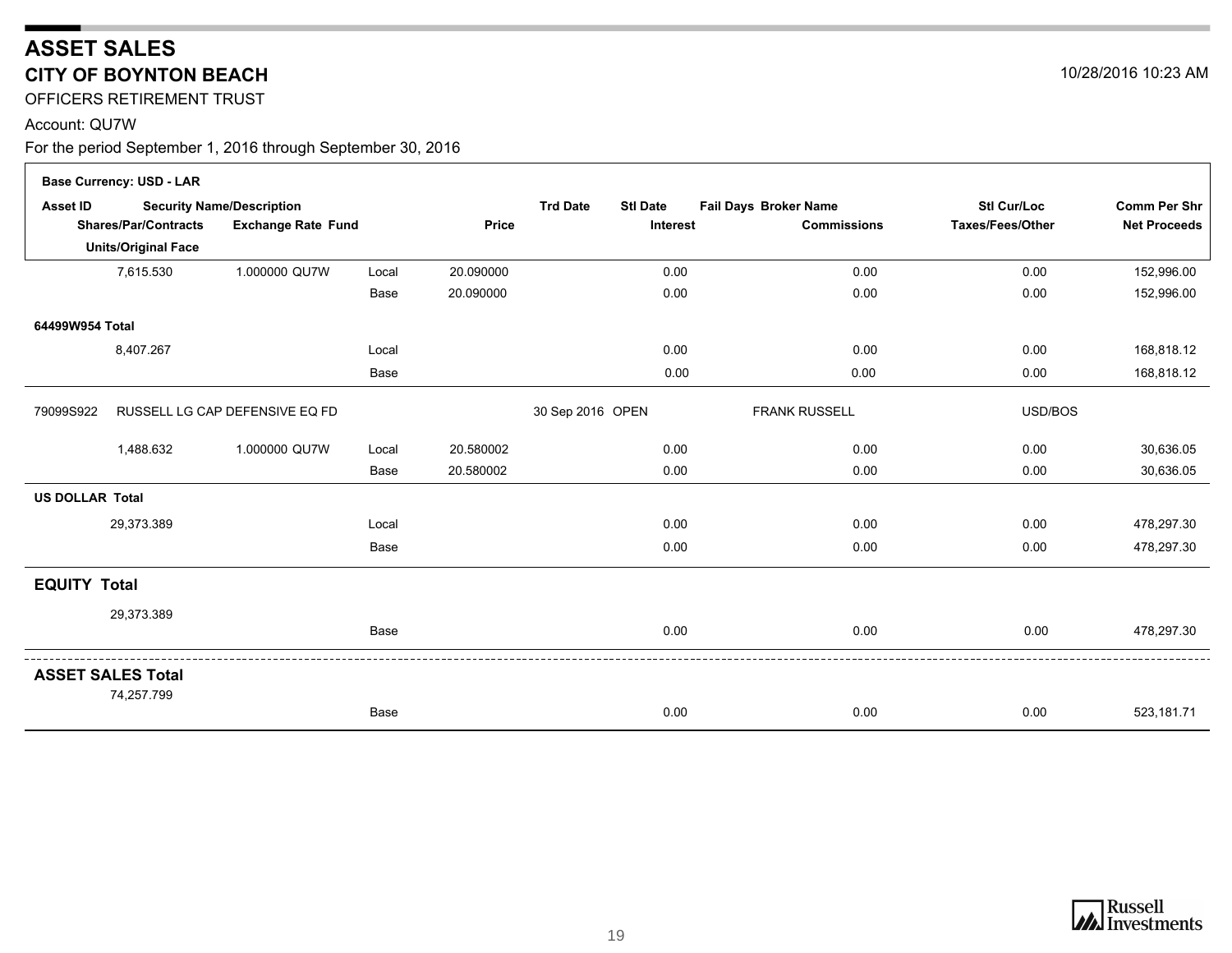# ASSET SALES

## CITY OF BOYNTON BEACH

10/28/2016 10:23 AM

OFFICERS RETIREMENT TRUST

Account: QU7W

For the period September 1, 2016 through September 30, 2016

**Base Currency: USD - LAR**

| Asset ID | Security Name/Description | | | | Trd Date | Stl Date | Fail Days Broker Name | Stl Cur/Loc | Comm Per Shr |
|---|---|---|---|---|---|---|---|---|---|
| Shares/Par/Contracts Units/Original Face | Exchange Rate | Fund | | Price | | Interest | Commissions | Taxes/Fees/Other | Net Proceeds |
| 7,615.530 | 1.000000 | QU7W | Local | 20.090000 | | 0.00 | 0.00 | 0.00 | 152,996.00 |
| | | | Base | 20.090000 | | 0.00 | 0.00 | 0.00 | 152,996.00 |
| **64499W954 Total** | | | | | | | | | |
| 8,407.267 | | | Local | | | 0.00 | 0.00 | 0.00 | 168,818.12 |
| | | | Base | | | 0.00 | 0.00 | 0.00 | 168,818.12 |
| 79099S922 | RUSSELL LG CAP DEFENSIVE EQ FD | | | | 30 Sep 2016 | OPEN | FRANK RUSSELL | USD/BOS | |
| 1,488.632 | 1.000000 | QU7W | Local | 20.580002 | | 0.00 | 0.00 | 0.00 | 30,636.05 |
| | | | Base | 20.580002 | | 0.00 | 0.00 | 0.00 | 30,636.05 |
| **US DOLLAR Total** | | | | | | | | | |
| 29,373.389 | | | Local | | | 0.00 | 0.00 | 0.00 | 478,297.30 |
| | | | Base | | | 0.00 | 0.00 | 0.00 | 478,297.30 |
| **EQUITY Total** | | | | | | | | | |
| 29,373.389 | | | Base | | | 0.00 | 0.00 | 0.00 | 478,297.30 |
| **ASSET SALES Total** | | | | | | | | | |
| 74,257.799 | | | Base | | | 0.00 | 0.00 | 0.00 | 523,181.71 |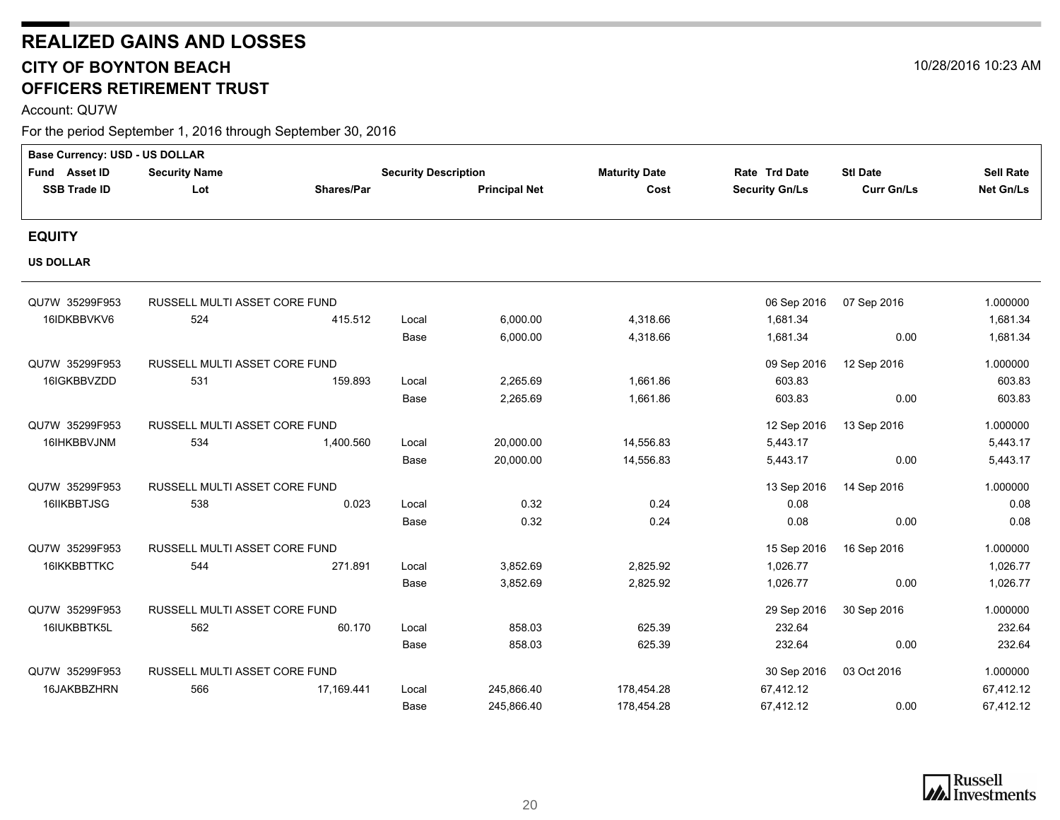# REALIZED GAINS AND LOSSES

## CITY OF BOYNTON BEACH

## OFFICERS RETIREMENT TRUST

10/28/2016 10:23 AM

Account: QU7W

For the period September 1, 2016 through September 30, 2016

**Base Currency: USD - US DOLLAR**

| Fund Asset ID / SSB Trade ID | Security Name / Lot | Shares/Par | Security Description | Principal Net | Maturity Date / Cost | Rate Trd Date / Security Gn/Ls | Stl Date / Curr Gn/Ls | Sell Rate / Net Gn/Ls |
|---|---|---|---|---|---|---|---|---|

### EQUITY

**US DOLLAR**

| Fund Asset ID / SSB Trade ID | Security Name / Lot | Shares/Par | Security Description | Principal Net | Maturity Date / Cost | Rate Trd Date / Security Gn/Ls | Stl Date / Curr Gn/Ls | Sell Rate / Net Gn/Ls |
|---|---|---|---|---|---|---|---|---|
| QU7W 35299F953 | RUSSELL MULTI ASSET CORE FUND | | | | | 06 Sep 2016 | 07 Sep 2016 | 1.000000 |
| 16IDKBBVKV6 | 524 | 415.512 | Local | 6,000.00 | 4,318.66 | 1,681.34 | | 1,681.34 |
| | | | Base | 6,000.00 | 4,318.66 | 1,681.34 | 0.00 | 1,681.34 |
| QU7W 35299F953 | RUSSELL MULTI ASSET CORE FUND | | | | | 09 Sep 2016 | 12 Sep 2016 | 1.000000 |
| 16IGKBBVZDD | 531 | 159.893 | Local | 2,265.69 | 1,661.86 | 603.83 | | 603.83 |
| | | | Base | 2,265.69 | 1,661.86 | 603.83 | 0.00 | 603.83 |
| QU7W 35299F953 | RUSSELL MULTI ASSET CORE FUND | | | | | 12 Sep 2016 | 13 Sep 2016 | 1.000000 |
| 16IHKBBVJNM | 534 | 1,400.560 | Local | 20,000.00 | 14,556.83 | 5,443.17 | | 5,443.17 |
| | | | Base | 20,000.00 | 14,556.83 | 5,443.17 | 0.00 | 5,443.17 |
| QU7W 35299F953 | RUSSELL MULTI ASSET CORE FUND | | | | | 13 Sep 2016 | 14 Sep 2016 | 1.000000 |
| 16IIKBBTJSG | 538 | 0.023 | Local | 0.32 | 0.24 | 0.08 | | 0.08 |
| | | | Base | 0.32 | 0.24 | 0.08 | 0.00 | 0.08 |
| QU7W 35299F953 | RUSSELL MULTI ASSET CORE FUND | | | | | 15 Sep 2016 | 16 Sep 2016 | 1.000000 |
| 16IKKBBTTKC | 544 | 271.891 | Local | 3,852.69 | 2,825.92 | 1,026.77 | | 1,026.77 |
| | | | Base | 3,852.69 | 2,825.92 | 1,026.77 | 0.00 | 1,026.77 |
| QU7W 35299F953 | RUSSELL MULTI ASSET CORE FUND | | | | | 29 Sep 2016 | 30 Sep 2016 | 1.000000 |
| 16IUKBBTK5L | 562 | 60.170 | Local | 858.03 | 625.39 | 232.64 | | 232.64 |
| | | | Base | 858.03 | 625.39 | 232.64 | 0.00 | 232.64 |
| QU7W 35299F953 | RUSSELL MULTI ASSET CORE FUND | | | | | 30 Sep 2016 | 03 Oct 2016 | 1.000000 |
| 16JAKBBZHRN | 566 | 17,169.441 | Local | 245,866.40 | 178,454.28 | 67,412.12 | | 67,412.12 |
| | | | Base | 245,866.40 | 178,454.28 | 67,412.12 | 0.00 | 67,412.12 |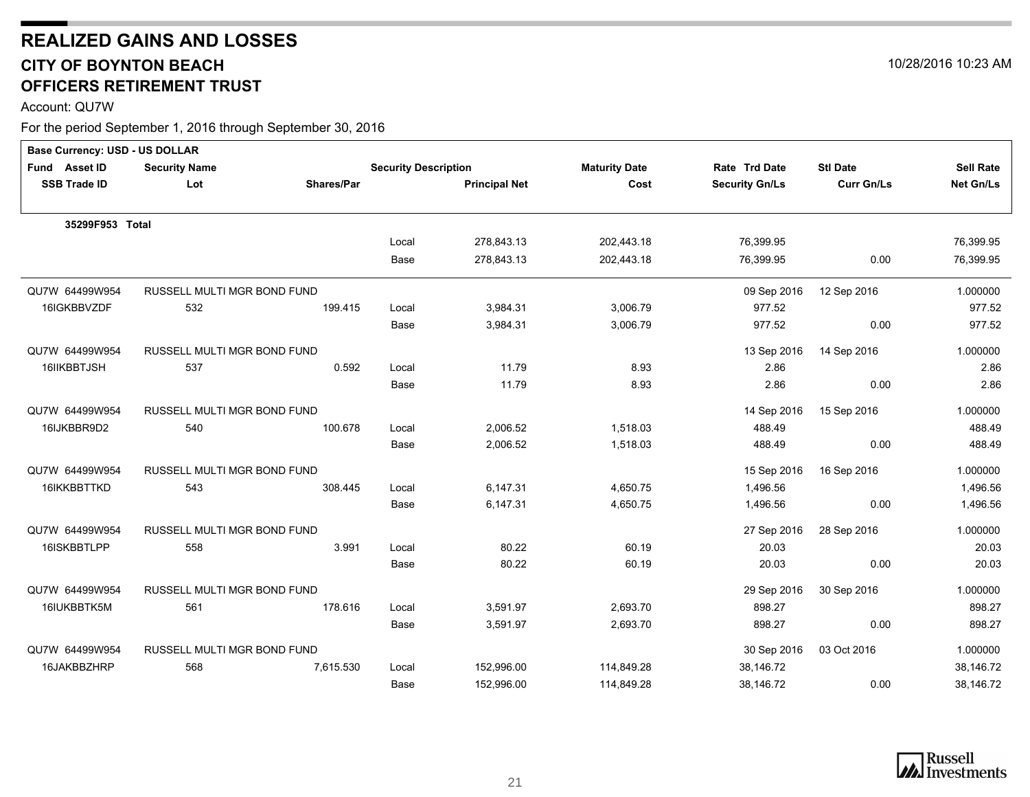# REALIZED GAINS AND LOSSES

## CITY OF BOYNTON BEACH

## OFFICERS RETIREMENT TRUST

10/28/2016 10:23 AM

Account: QU7W

For the period September 1, 2016 through September 30, 2016

**Base Currency: USD - US DOLLAR**

| Fund Asset ID / SSB Trade ID | Security Name / Lot | Shares/Par | Security Description | Principal Net | Maturity Date / Cost | Rate Trd Date / Security Gn/Ls | Stl Date / Curr Gn/Ls | Sell Rate / Net Gn/Ls |
|---|---|---|---|---|---|---|---|---|
| **35299F953 Total** | | | | | | | | |
| | | | Local | 278,843.13 | 202,443.18 | 76,399.95 | | 76,399.95 |
| | | | Base | 278,843.13 | 202,443.18 | 76,399.95 | 0.00 | 76,399.95 |
| QU7W 64499W954 | RUSSELL MULTI MGR BOND FUND | | | | | 09 Sep 2016 | 12 Sep 2016 | 1.000000 |
| 16IGKBBVZDF | 532 | 199.415 | Local | 3,984.31 | 3,006.79 | 977.52 | | 977.52 |
| | | | Base | 3,984.31 | 3,006.79 | 977.52 | 0.00 | 977.52 |
| QU7W 64499W954 | RUSSELL MULTI MGR BOND FUND | | | | | 13 Sep 2016 | 14 Sep 2016 | 1.000000 |
| 16IIKBBTJSH | 537 | 0.592 | Local | 11.79 | 8.93 | 2.86 | | 2.86 |
| | | | Base | 11.79 | 8.93 | 2.86 | 0.00 | 2.86 |
| QU7W 64499W954 | RUSSELL MULTI MGR BOND FUND | | | | | 14 Sep 2016 | 15 Sep 2016 | 1.000000 |
| 16IJKBBR9D2 | 540 | 100.678 | Local | 2,006.52 | 1,518.03 | 488.49 | | 488.49 |
| | | | Base | 2,006.52 | 1,518.03 | 488.49 | 0.00 | 488.49 |
| QU7W 64499W954 | RUSSELL MULTI MGR BOND FUND | | | | | 15 Sep 2016 | 16 Sep 2016 | 1.000000 |
| 16IKKBBTTKD | 543 | 308.445 | Local | 6,147.31 | 4,650.75 | 1,496.56 | | 1,496.56 |
| | | | Base | 6,147.31 | 4,650.75 | 1,496.56 | 0.00 | 1,496.56 |
| QU7W 64499W954 | RUSSELL MULTI MGR BOND FUND | | | | | 27 Sep 2016 | 28 Sep 2016 | 1.000000 |
| 16ISKBBTLPP | 558 | 3.991 | Local | 80.22 | 60.19 | 20.03 | | 20.03 |
| | | | Base | 80.22 | 60.19 | 20.03 | 0.00 | 20.03 |
| QU7W 64499W954 | RUSSELL MULTI MGR BOND FUND | | | | | 29 Sep 2016 | 30 Sep 2016 | 1.000000 |
| 16IUKBBTK5M | 561 | 178.616 | Local | 3,591.97 | 2,693.70 | 898.27 | | 898.27 |
| | | | Base | 3,591.97 | 2,693.70 | 898.27 | 0.00 | 898.27 |
| QU7W 64499W954 | RUSSELL MULTI MGR BOND FUND | | | | | 30 Sep 2016 | 03 Oct 2016 | 1.000000 |
| 16JAKBBZHRP | 568 | 7,615.530 | Local | 152,996.00 | 114,849.28 | 38,146.72 | | 38,146.72 |
| | | | Base | 152,996.00 | 114,849.28 | 38,146.72 | 0.00 | 38,146.72 |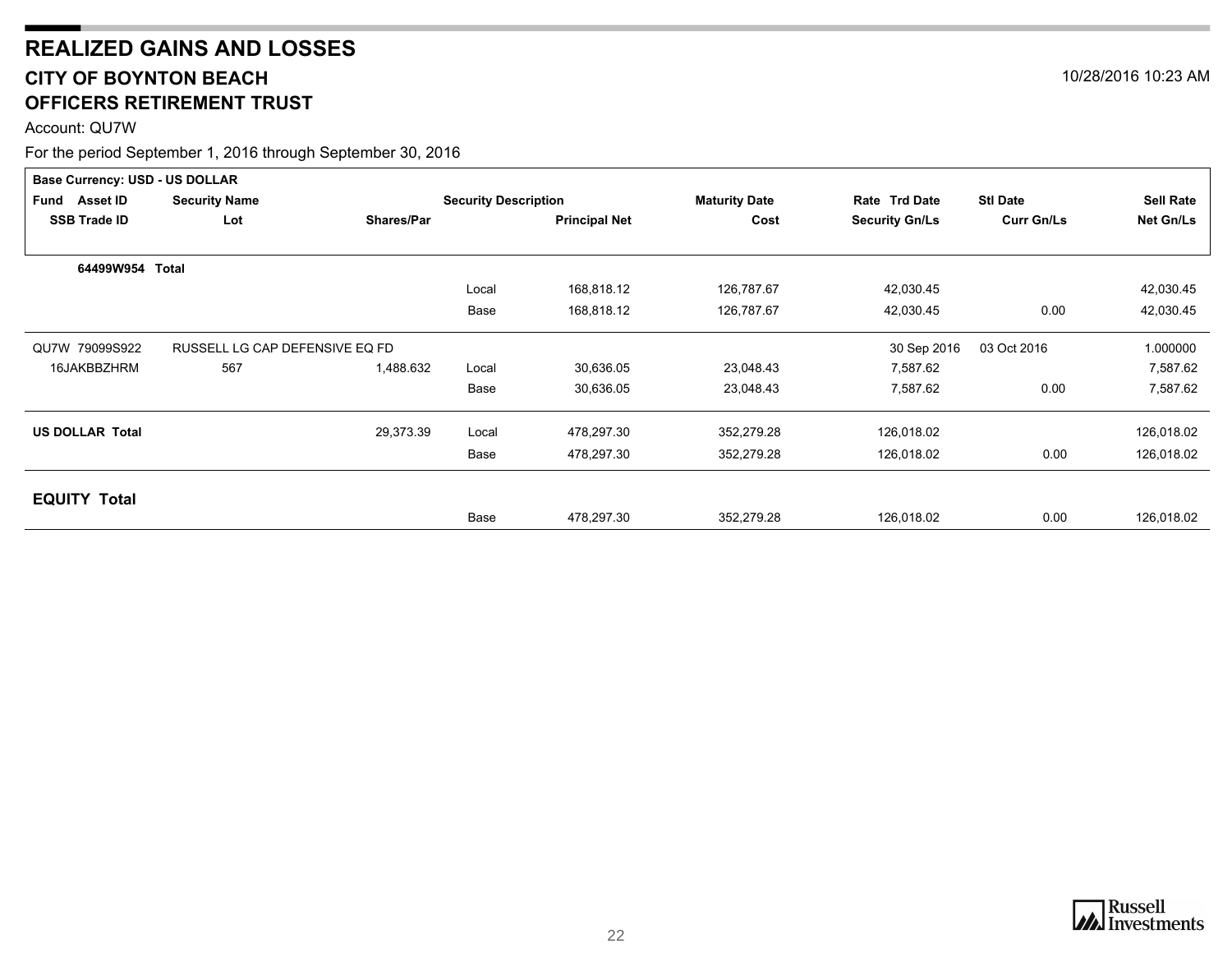# REALIZED GAINS AND LOSSES

## CITY OF BOYNTON BEACH

## OFFICERS RETIREMENT TRUST

10/28/2016 10:23 AM

Account: QU7W

For the period September 1, 2016 through September 30, 2016

| Fund Asset ID / SSB Trade ID | Security Name / Lot | Shares/Par | Security Description | Principal Net | Maturity Date / Cost | Rate Trd Date / Security Gn/Ls | Stl Date / Curr Gn/Ls | Sell Rate / Net Gn/Ls |
|---|---|---|---|---|---|---|---|---|
| **Base Currency: USD - US DOLLAR** | | | | | | | | |
| **64499W954 Total** | | | | | | | | |
| | | | Local | 168,818.12 | 126,787.67 | 42,030.45 | | 42,030.45 |
| | | | Base | 168,818.12 | 126,787.67 | 42,030.45 | 0.00 | 42,030.45 |
| QU7W 79099S922 | RUSSELL LG CAP DEFENSIVE EQ FD | | | | | 30 Sep 2016 | 03 Oct 2016 | 1.000000 |
| 16JAKBBZHRM | 567 | 1,488.632 | Local | 30,636.05 | 23,048.43 | 7,587.62 | | 7,587.62 |
| | | | Base | 30,636.05 | 23,048.43 | 7,587.62 | 0.00 | 7,587.62 |
| **US DOLLAR Total** | | 29,373.39 | Local | 478,297.30 | 352,279.28 | 126,018.02 | | 126,018.02 |
| | | | Base | 478,297.30 | 352,279.28 | 126,018.02 | 0.00 | 126,018.02 |
| **EQUITY Total** | | | | | | | | |
| | | | Base | 478,297.30 | 352,279.28 | 126,018.02 | 0.00 | 126,018.02 |

Russell Investments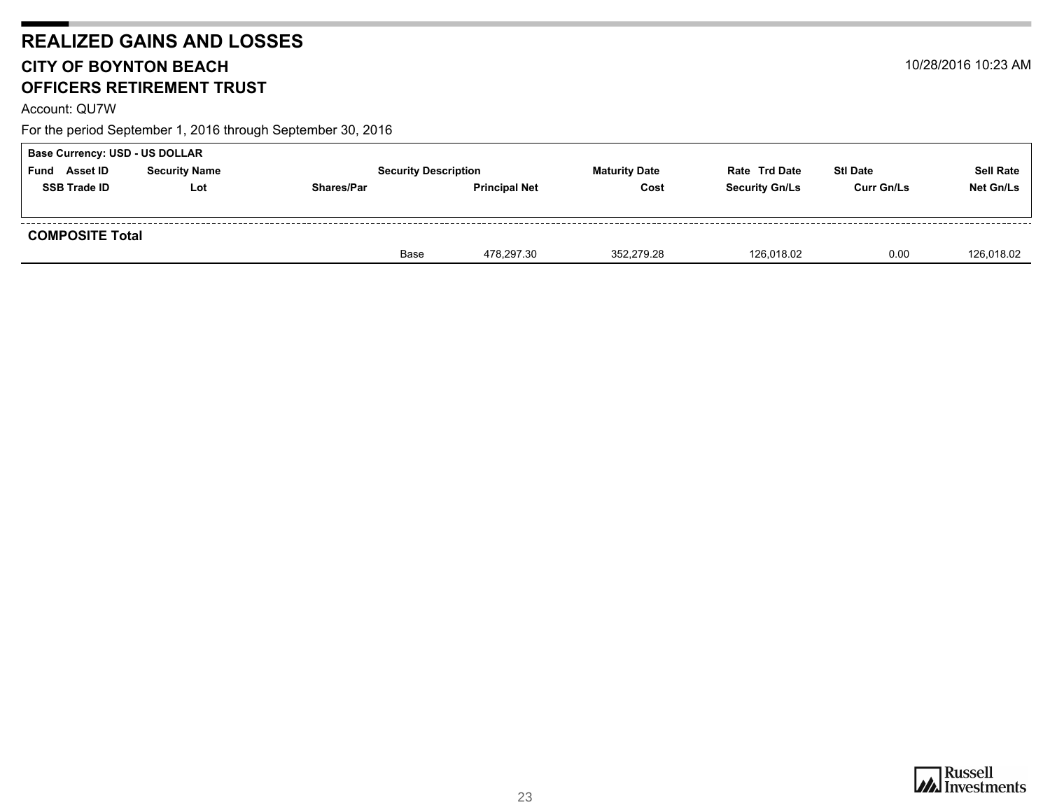# REALIZED GAINS AND LOSSES

## CITY OF BOYNTON BEACH
## OFFICERS RETIREMENT TRUST

10/28/2016 10:23 AM

Account: QU7W

For the period September 1, 2016 through September 30, 2016

**Base Currency: USD - US DOLLAR**

| Fund Asset ID | Security Name | | Security Description | Maturity Date | Rate Trd Date | Stl Date | Sell Rate |
|---|---|---|---|---|---|---|---|
| **SSB Trade ID** | **Lot** | **Shares/Par** | **Principal Net** | **Cost** | **Security Gn/Ls** | **Curr Gn/Ls** | **Net Gn/Ls** |
| **COMPOSITE Total** | | | | | | | |
| | | Base | 478,297.30 | 352,279.28 | 126,018.02 | 0.00 | 126,018.02 |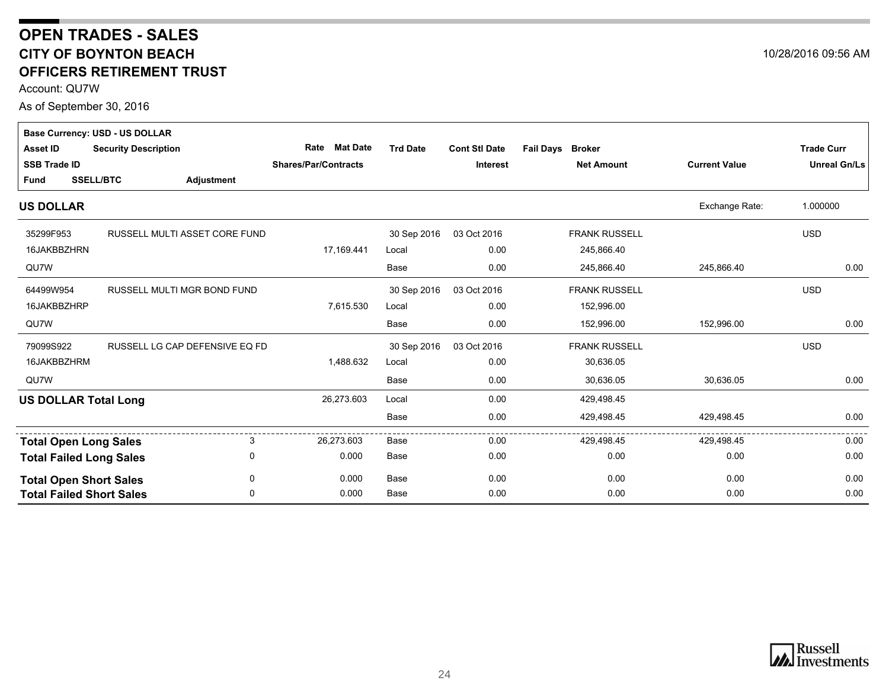# OPEN TRADES - SALES

## CITY OF BOYNTON BEACH

## OFFICERS RETIREMENT TRUST

10/28/2016 09:56 AM

Account: QU7W

As of September 30, 2016

**Base Currency: USD - US DOLLAR**

| Asset ID / SSB Trade ID / Fund | Security Description | SSELL/BTC / Adjustment | Rate / Mat Date / Shares/Par/Contracts | Trd Date | Cont Stl Date / Interest | Fail Days | Broker / Net Amount | Current Value | Trade Curr / Unreal Gn/Ls |
|---|---|---|---|---|---|---|---|---|---|
| **US DOLLAR** | | | | | | | | Exchange Rate: | 1.000000 |
| 35299F953 | RUSSELL MULTI ASSET CORE FUND | | | 30 Sep 2016 | 03 Oct 2016 | | FRANK RUSSELL | | USD |
| 16JAKBBZHRN | | | 17,169.441 | Local | 0.00 | | 245,866.40 | | |
| QU7W | | | | Base | 0.00 | | 245,866.40 | 245,866.40 | 0.00 |
| 64499W954 | RUSSELL MULTI MGR BOND FUND | | | 30 Sep 2016 | 03 Oct 2016 | | FRANK RUSSELL | | USD |
| 16JAKBBZHRP | | | 7,615.530 | Local | 0.00 | | 152,996.00 | | |
| QU7W | | | | Base | 0.00 | | 152,996.00 | 152,996.00 | 0.00 |
| 79099S922 | RUSSELL LG CAP DEFENSIVE EQ FD | | | 30 Sep 2016 | 03 Oct 2016 | | FRANK RUSSELL | | USD |
| 16JAKBBZHRM | | | 1,488.632 | Local | 0.00 | | 30,636.05 | | |
| QU7W | | | | Base | 0.00 | | 30,636.05 | 30,636.05 | 0.00 |
| **US DOLLAR Total Long** | | | 26,273.603 | Local | 0.00 | | 429,498.45 | | |
| | | | | Base | 0.00 | | 429,498.45 | 429,498.45 | 0.00 |
| **Total Open Long Sales** | | 3 | 26,273.603 | Base | 0.00 | | 429,498.45 | 429,498.45 | 0.00 |
| **Total Failed Long Sales** | | 0 | 0.000 | Base | 0.00 | | 0.00 | 0.00 | 0.00 |
| **Total Open Short Sales** | | 0 | 0.000 | Base | 0.00 | | 0.00 | 0.00 | 0.00 |
| **Total Failed Short Sales** | | 0 | 0.000 | Base | 0.00 | | 0.00 | 0.00 | 0.00 |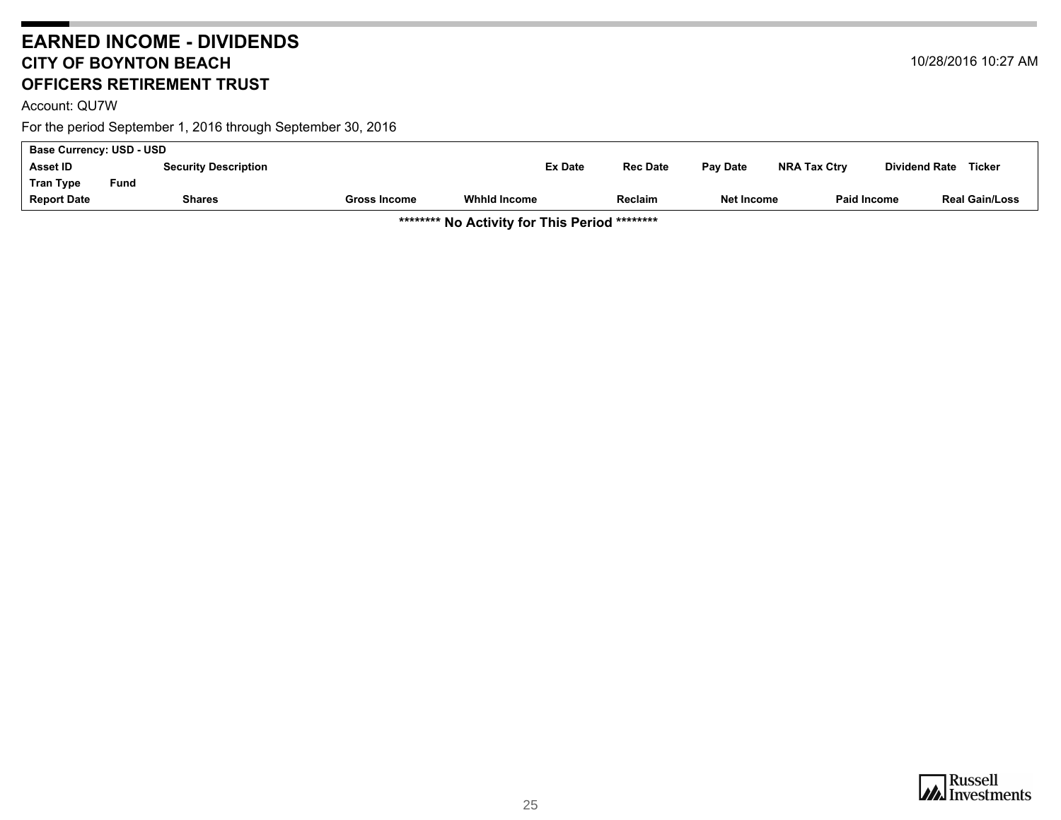# EARNED INCOME - DIVIDENDS

## CITY OF BOYNTON BEACH

## OFFICERS RETIREMENT TRUST

10/28/2016 10:27 AM

Account: QU7W

For the period September 1, 2016 through September 30, 2016

| Base Currency: USD - USD | | | | | | | | | |
|---|---|---|---|---|---|---|---|---|---|
| Asset ID | Security Description | | | Ex Date | Rec Date | Pay Date | NRA Tax Ctry | Dividend Rate | Ticker |
| Tran Type | Fund | | | | | | | | |
| Report Date | Shares | Gross Income | Whhld Income | | Reclaim | Net Income | | Paid Income | Real Gain/Loss |

**\*\*\*\*\*\*\*\* No Activity for This Period \*\*\*\*\*\*\*\***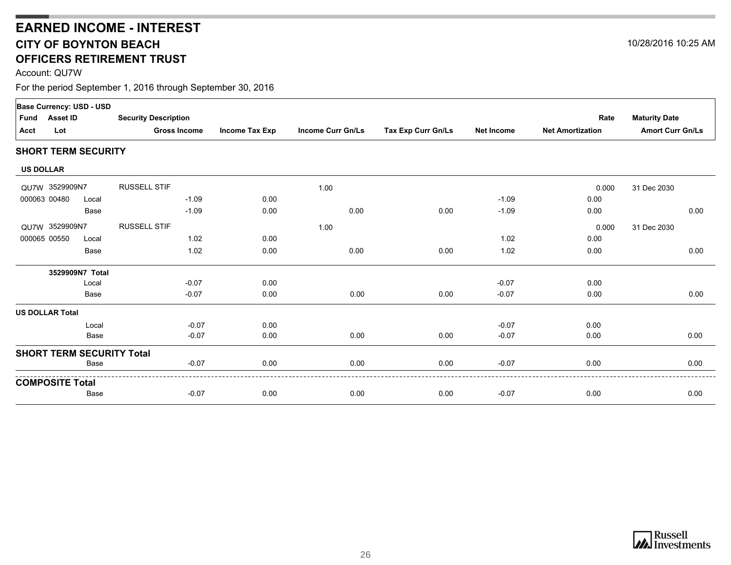# EARNED INCOME - INTEREST

## CITY OF BOYNTON BEACH

## OFFICERS RETIREMENT TRUST

10/28/2016 10:25 AM

Account: QU7W

For the period September 1, 2016 through September 30, 2016

| Base Currency: USD - USD | | | | | | | | | |
|---|---|---|---|---|---|---|---|---|---|
| Fund / Acct | Asset ID / Lot | | Security Description / Gross Income | Income Tax Exp | Income Curr Gn/Ls | Tax Exp Curr Gn/Ls | Net Income | Rate / Net Amortization | Maturity Date / Amort Curr Gn/Ls |
| **SHORT TERM SECURITY** | | | | | | | | | |
| **US DOLLAR** | | | | | | | | | |
| QU7W | 3529909N7 | | RUSSELL STIF | | 1.00 | | | 0.000 | 31 Dec 2030 |
| 000063 | 00480 | Local | -1.09 | 0.00 | | | -1.09 | 0.00 | |
| | | Base | -1.09 | 0.00 | 0.00 | 0.00 | -1.09 | 0.00 | 0.00 |
| QU7W | 3529909N7 | | RUSSELL STIF | | 1.00 | | | 0.000 | 31 Dec 2030 |
| 000065 | 00550 | Local | 1.02 | 0.00 | | | 1.02 | 0.00 | |
| | | Base | 1.02 | 0.00 | 0.00 | 0.00 | 1.02 | 0.00 | 0.00 |
| | **3529909N7 Total** | | | | | | | | |
| | | Local | -0.07 | 0.00 | | | -0.07 | 0.00 | |
| | | Base | -0.07 | 0.00 | 0.00 | 0.00 | -0.07 | 0.00 | 0.00 |
| **US DOLLAR Total** | | | | | | | | | |
| | | Local | -0.07 | 0.00 | | | -0.07 | 0.00 | |
| | | Base | -0.07 | 0.00 | 0.00 | 0.00 | -0.07 | 0.00 | 0.00 |
| **SHORT TERM SECURITY Total** | | | | | | | | | |
| | | Base | -0.07 | 0.00 | 0.00 | 0.00 | -0.07 | 0.00 | 0.00 |
| **COMPOSITE Total** | | | | | | | | | |
| | | Base | -0.07 | 0.00 | 0.00 | 0.00 | -0.07 | 0.00 | 0.00 |

Russell Investments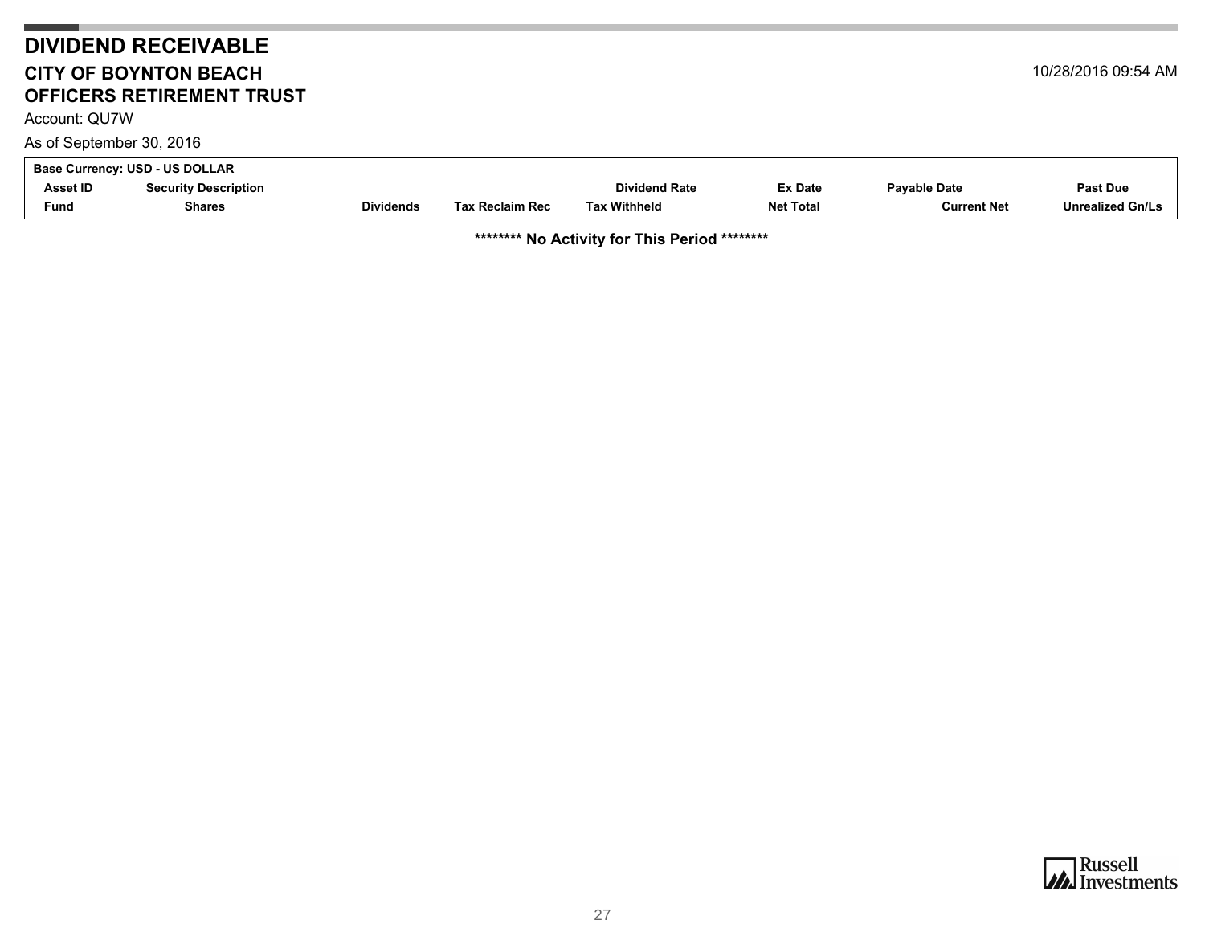# DIVIDEND RECEIVABLE

## CITY OF BOYNTON BEACH
## OFFICERS RETIREMENT TRUST

10/28/2016 09:54 AM

Account: QU7W

As of September 30, 2016

| Base Currency: USD - US DOLLAR | | | | | | | |
|---|---|---|---|---|---|---|---|
| Asset ID | Security Description | | | Dividend Rate | Ex Date | Payable Date | Past Due |
| Fund | Shares | Dividends | Tax Reclaim Rec | Tax Withheld | Net Total | Current Net | Unrealized Gn/Ls |

**\*\*\*\*\*\*\*\* No Activity for This Period \*\*\*\*\*\*\*\***

Russell Investments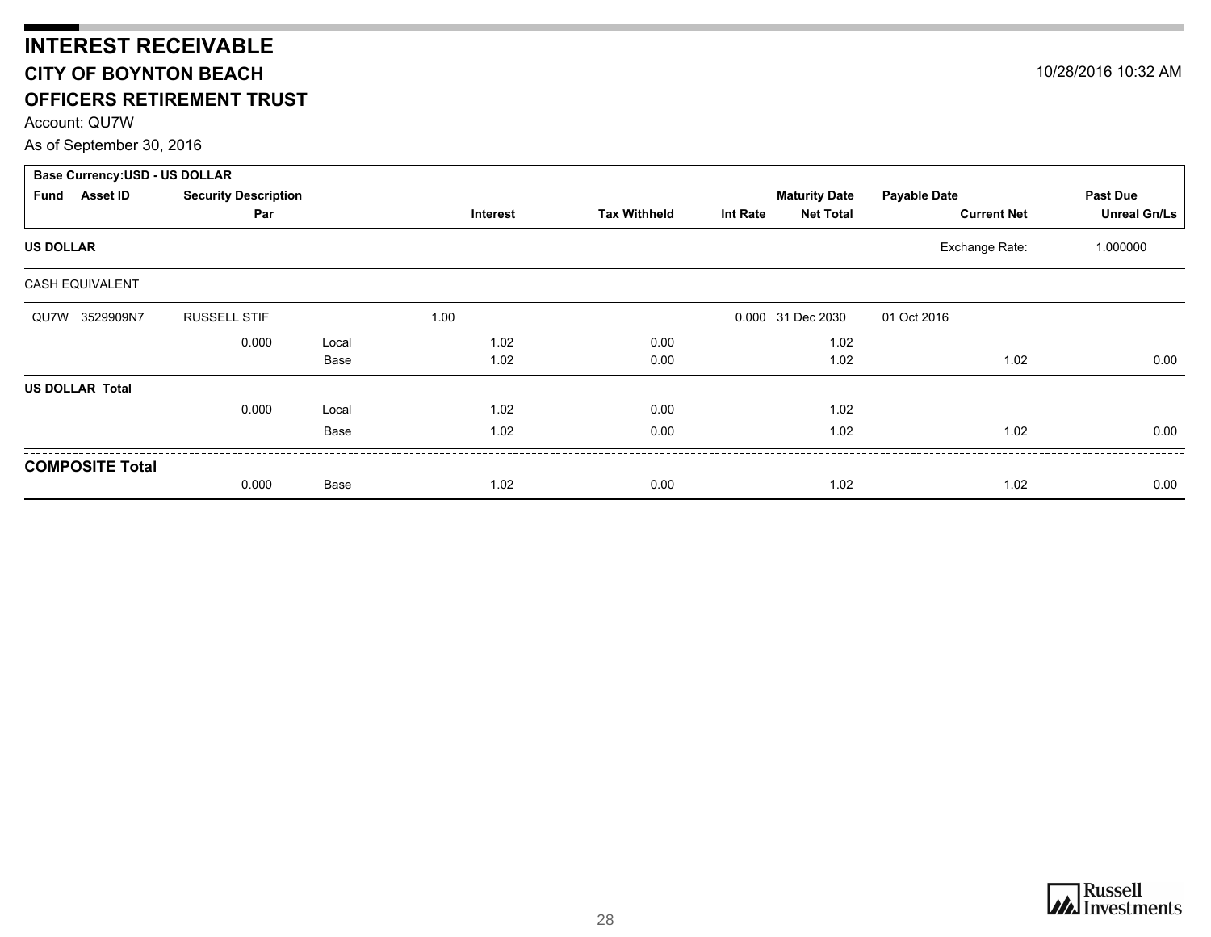# INTEREST RECEIVABLE

## CITY OF BOYNTON BEACH

## OFFICERS RETIREMENT TRUST

10/28/2016 10:32 AM

Account: QU7W

As of September 30, 2016

| Base Currency:USD - US DOLLAR | | | | | | | | | | |
|---|---|---|---|---|---|---|---|---|---|---|
| **Fund** | **Asset ID** | **Security Description** | | | | | **Maturity Date** | **Payable Date** | | **Past Due** |
| | | **Par** | | **Interest** | **Tax Withheld** | **Int Rate** | **Net Total** | | **Current Net** | **Unreal Gn/Ls** |
| **US DOLLAR** | | | | | | | | | Exchange Rate: | 1.000000 |
| CASH EQUIVALENT | | | | | | | | | | |
| QU7W | 3529909N7 | RUSSELL STIF | | 1.00 | | 0.000 | 31 Dec 2030 | 01 Oct 2016 | | |
| | | 0.000 | Local | 1.02 | 0.00 | | 1.02 | | | |
| | | | Base | 1.02 | 0.00 | | 1.02 | | 1.02 | 0.00 |
| **US DOLLAR Total** | | | | | | | | | | |
| | | 0.000 | Local | 1.02 | 0.00 | | 1.02 | | | |
| | | | Base | 1.02 | 0.00 | | 1.02 | | 1.02 | 0.00 |
| **COMPOSITE Total** | | | | | | | | | | |
| | | 0.000 | Base | 1.02 | 0.00 | | 1.02 | | 1.02 | 0.00 |

Russell Investments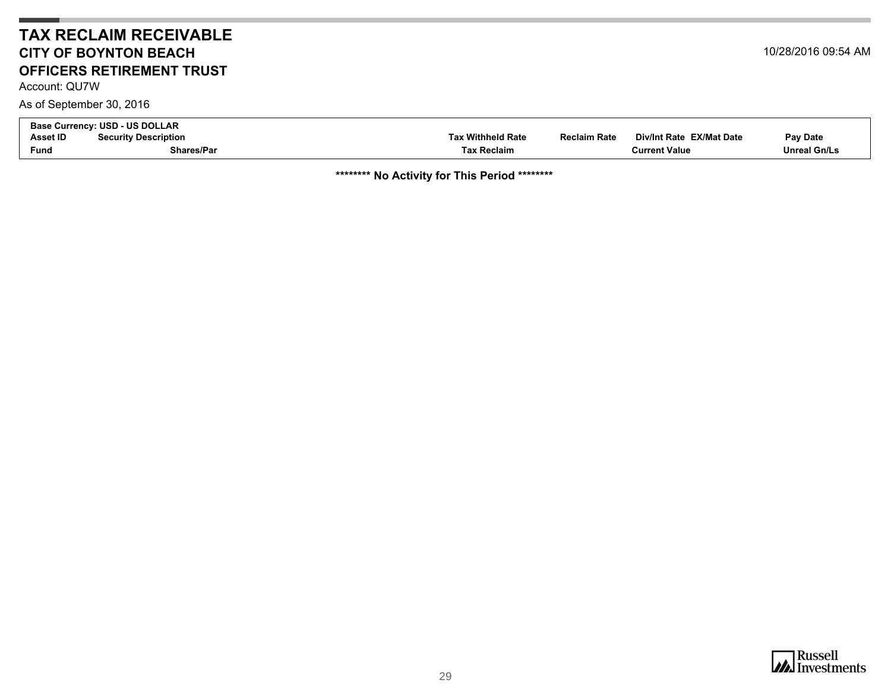# TAX RECLAIM RECEIVABLE

## CITY OF BOYNTON BEACH

## OFFICERS RETIREMENT TRUST

10/28/2016 09:54 AM

Account: QU7W

As of September 30, 2016

| Base Currency: USD - US DOLLAR | | | | | | |
|---|---|---|---|---|---|---|
| Asset ID | Security Description | Tax Withheld Rate | Reclaim Rate | Div/Int Rate | EX/Mat Date | Pay Date |
| Fund | Shares/Par | Tax Reclaim | | Current Value | | Unreal Gn/Ls |

**\*\*\*\*\*\*\*\* No Activity for This Period \*\*\*\*\*\*\*\***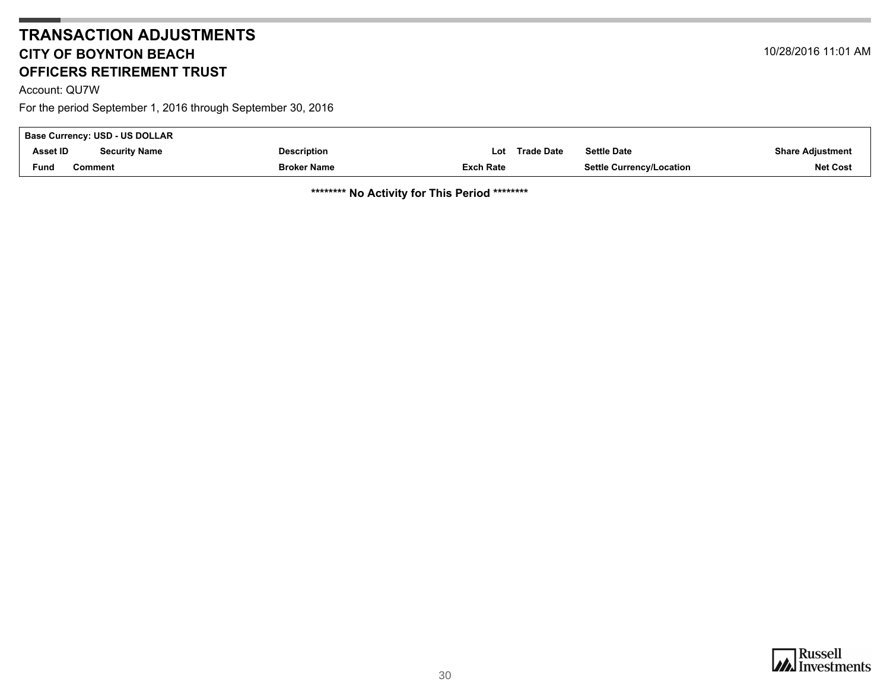# TRANSACTION ADJUSTMENTS

## CITY OF BOYNTON BEACH

## OFFICERS RETIREMENT TRUST

10/28/2016 11:01 AM

Account: QU7W

For the period September 1, 2016 through September 30, 2016

| Base Currency: USD - US DOLLAR | | | | | | |
|---|---|---|---|---|---|---|
| Asset ID | Security Name | Description | Lot | Trade Date | Settle Date | Share Adjustment |
| Fund | Comment | Broker Name | Exch Rate | | Settle Currency/Location | Net Cost |

**\*\*\*\*\*\*\*\* No Activity for This Period \*\*\*\*\*\*\*\***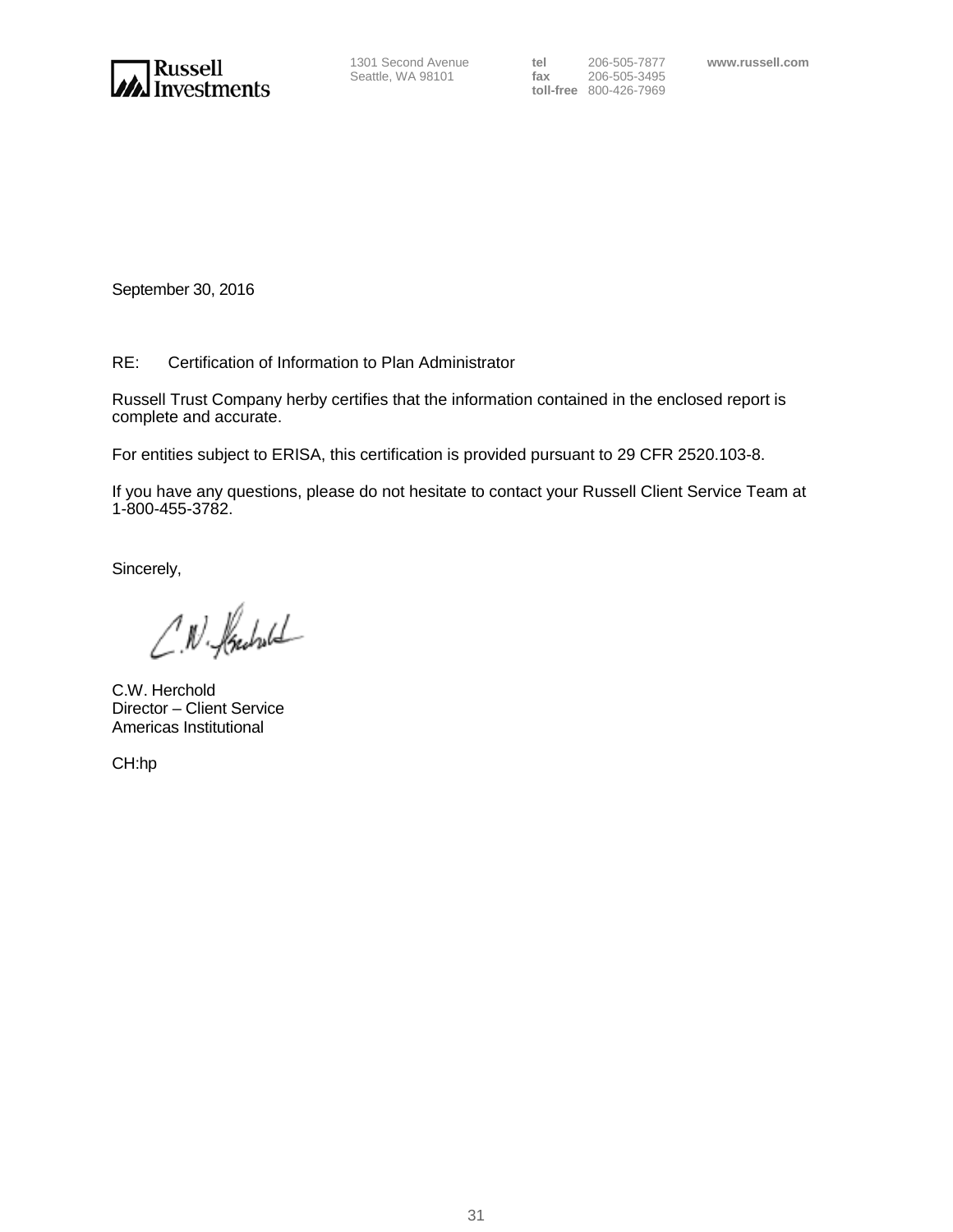Russell Investments

1301 Second Avenue
Seattle, WA 98101

**tel** 206-505-7877
**fax** 206-505-3495
**toll-free** 800-426-7969

**www.russell.com**

September 30, 2016

RE: Certification of Information to Plan Administrator

Russell Trust Company herby certifies that the information contained in the enclosed report is complete and accurate.

For entities subject to ERISA, this certification is provided pursuant to 29 CFR 2520.103-8.

If you have any questions, please do not hesitate to contact your Russell Client Service Team at 1-800-455-3782.

Sincerely,

C.W. Herchold
Director – Client Service
Americas Institutional

CH:hp